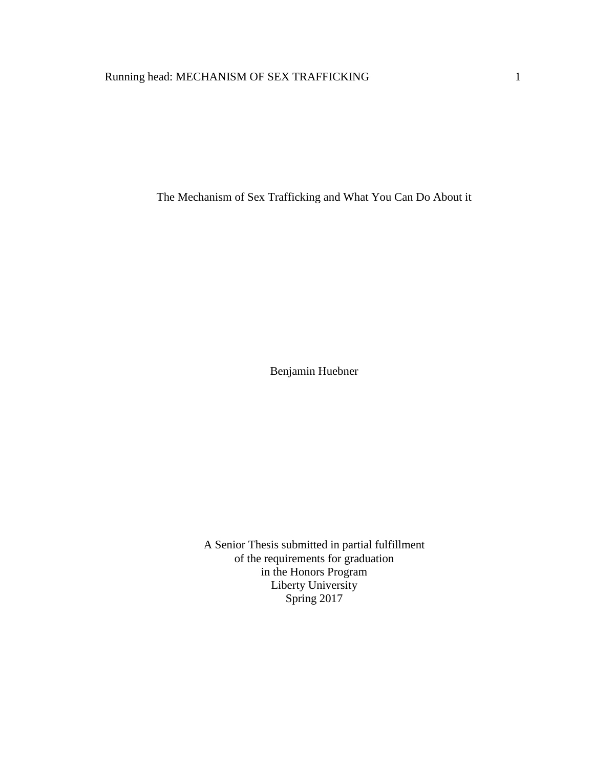# The Mechanism of Sex Trafficking and What You Can Do About it

Benjamin Huebner

A Senior Thesis submitted in partial fulfillment
of the requirements for graduation
in the Honors Program
Liberty University
Spring 2017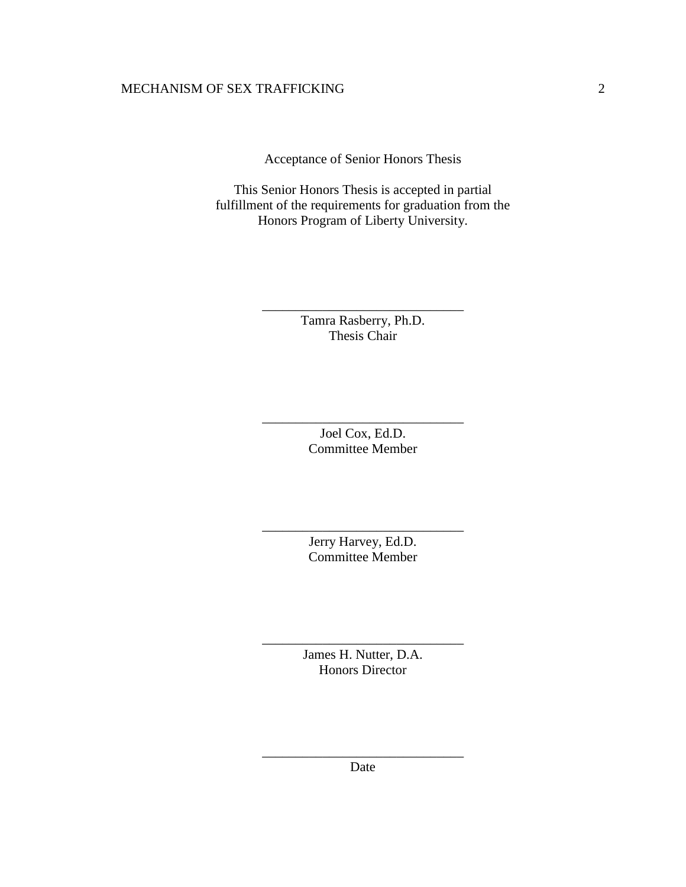Acceptance of Senior Honors Thesis

This Senior Honors Thesis is accepted in partial fulfillment of the requirements for graduation from the Honors Program of Liberty University.

______________________________
Tamra Rasberry, Ph.D.
Thesis Chair

______________________________
Joel Cox, Ed.D.
Committee Member

______________________________
Jerry Harvey, Ed.D.
Committee Member

______________________________
James H. Nutter, D.A.
Honors Director

______________________________
Date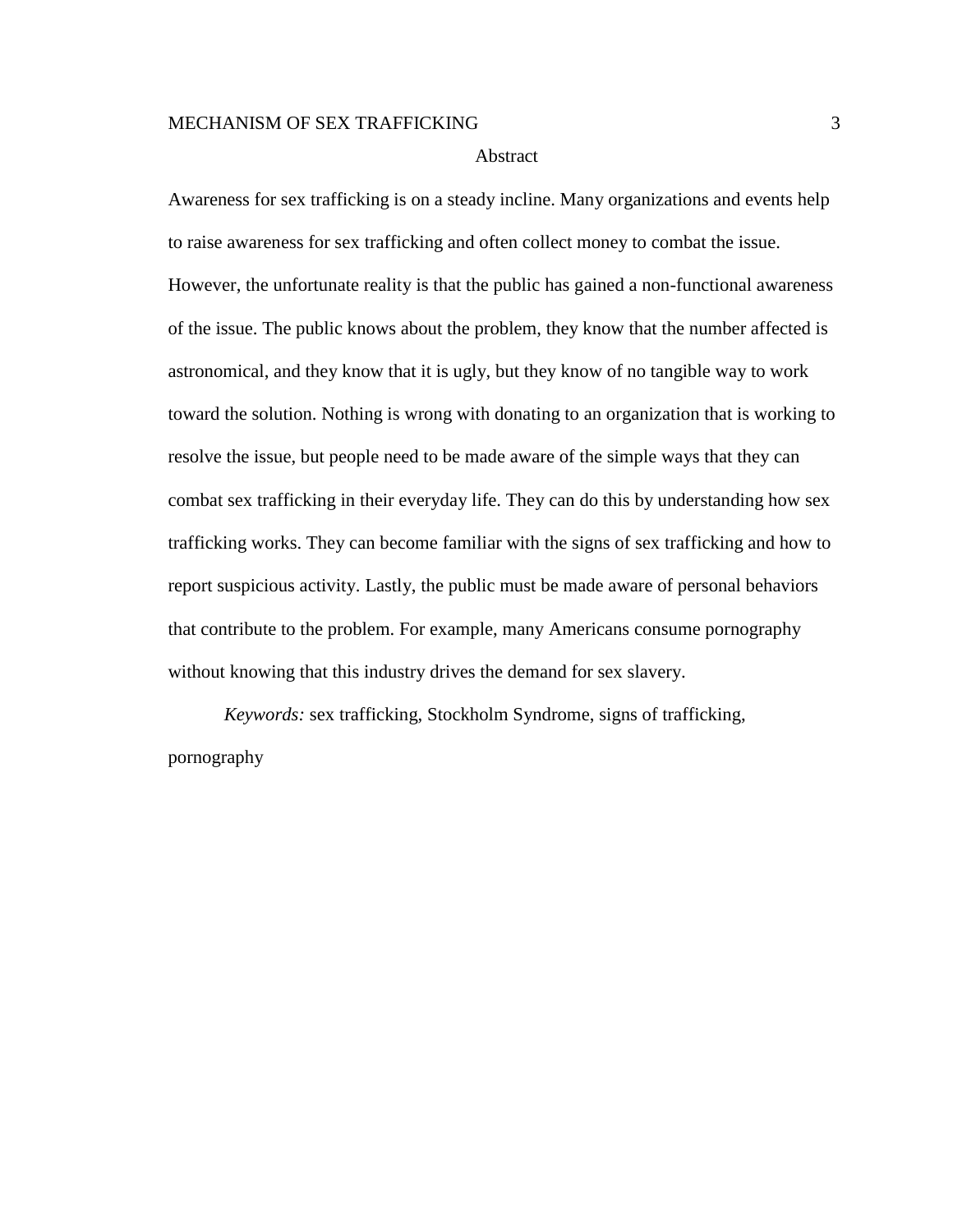# Abstract

Awareness for sex trafficking is on a steady incline. Many organizations and events help to raise awareness for sex trafficking and often collect money to combat the issue. However, the unfortunate reality is that the public has gained a non-functional awareness of the issue. The public knows about the problem, they know that the number affected is astronomical, and they know that it is ugly, but they know of no tangible way to work toward the solution. Nothing is wrong with donating to an organization that is working to resolve the issue, but people need to be made aware of the simple ways that they can combat sex trafficking in their everyday life. They can do this by understanding how sex trafficking works. They can become familiar with the signs of sex trafficking and how to report suspicious activity. Lastly, the public must be made aware of personal behaviors that contribute to the problem. For example, many Americans consume pornography without knowing that this industry drives the demand for sex slavery.

*Keywords:* sex trafficking, Stockholm Syndrome, signs of trafficking, pornography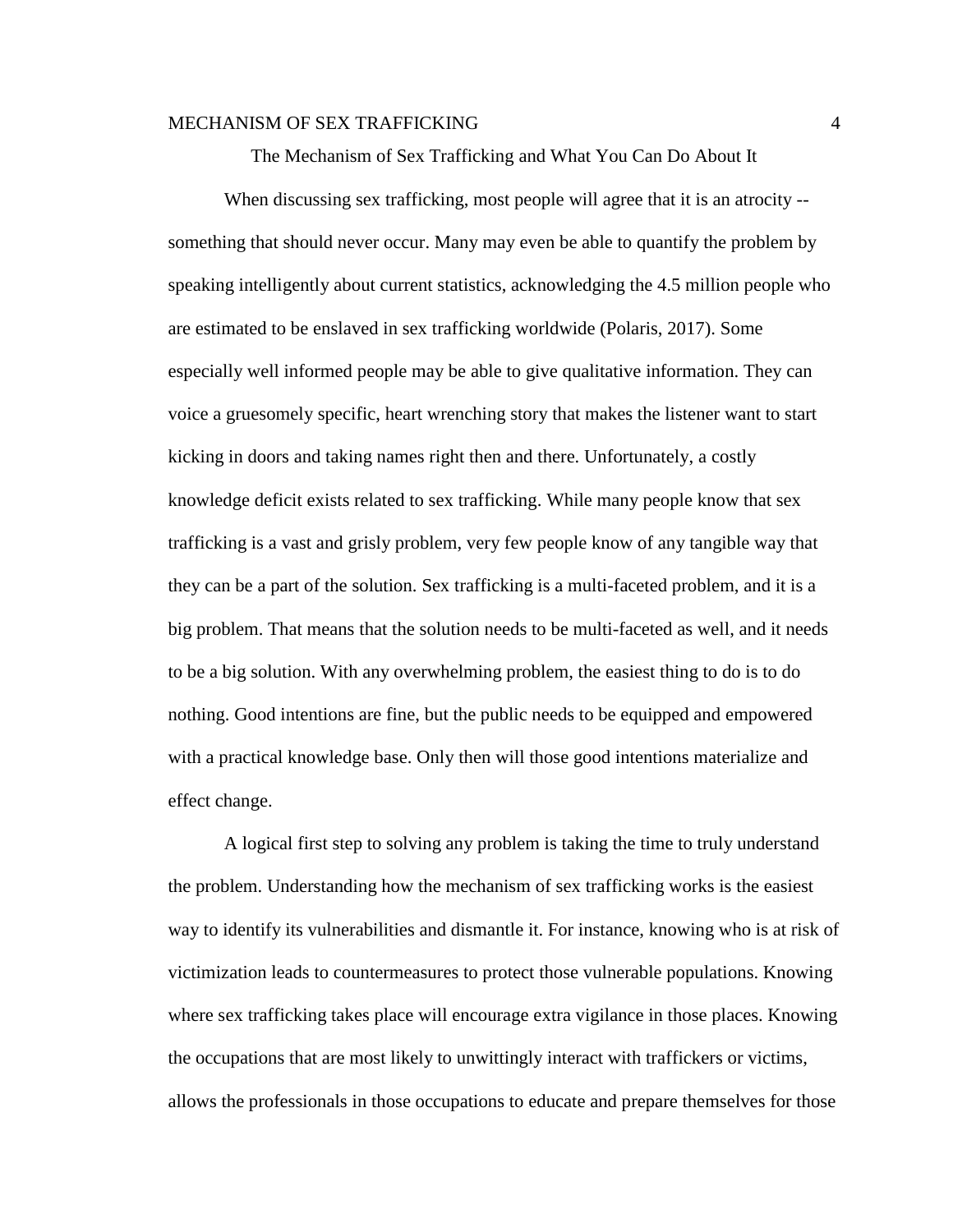# The Mechanism of Sex Trafficking and What You Can Do About It

When discussing sex trafficking, most people will agree that it is an atrocity -- something that should never occur. Many may even be able to quantify the problem by speaking intelligently about current statistics, acknowledging the 4.5 million people who are estimated to be enslaved in sex trafficking worldwide (Polaris, 2017). Some especially well informed people may be able to give qualitative information. They can voice a gruesomely specific, heart wrenching story that makes the listener want to start kicking in doors and taking names right then and there. Unfortunately, a costly knowledge deficit exists related to sex trafficking. While many people know that sex trafficking is a vast and grisly problem, very few people know of any tangible way that they can be a part of the solution. Sex trafficking is a multi-faceted problem, and it is a big problem. That means that the solution needs to be multi-faceted as well, and it needs to be a big solution. With any overwhelming problem, the easiest thing to do is to do nothing. Good intentions are fine, but the public needs to be equipped and empowered with a practical knowledge base. Only then will those good intentions materialize and effect change.

A logical first step to solving any problem is taking the time to truly understand the problem. Understanding how the mechanism of sex trafficking works is the easiest way to identify its vulnerabilities and dismantle it. For instance, knowing who is at risk of victimization leads to countermeasures to protect those vulnerable populations. Knowing where sex trafficking takes place will encourage extra vigilance in those places. Knowing the occupations that are most likely to unwittingly interact with traffickers or victims, allows the professionals in those occupations to educate and prepare themselves for those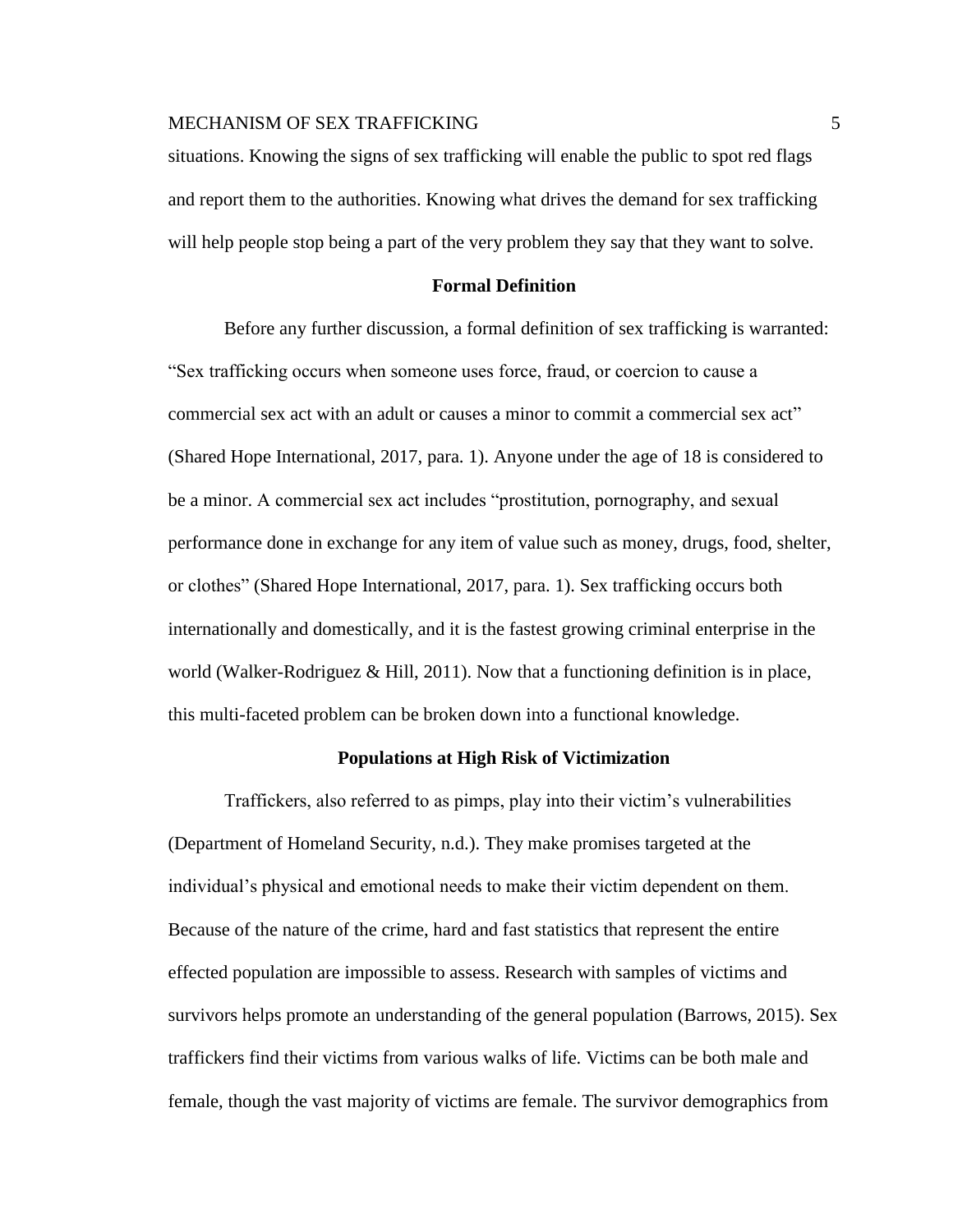situations. Knowing the signs of sex trafficking will enable the public to spot red flags and report them to the authorities. Knowing what drives the demand for sex trafficking will help people stop being a part of the very problem they say that they want to solve.

## Formal Definition

Before any further discussion, a formal definition of sex trafficking is warranted: "Sex trafficking occurs when someone uses force, fraud, or coercion to cause a commercial sex act with an adult or causes a minor to commit a commercial sex act" (Shared Hope International, 2017, para. 1). Anyone under the age of 18 is considered to be a minor. A commercial sex act includes "prostitution, pornography, and sexual performance done in exchange for any item of value such as money, drugs, food, shelter, or clothes" (Shared Hope International, 2017, para. 1). Sex trafficking occurs both internationally and domestically, and it is the fastest growing criminal enterprise in the world (Walker-Rodriguez & Hill, 2011). Now that a functioning definition is in place, this multi-faceted problem can be broken down into a functional knowledge.

## Populations at High Risk of Victimization

Traffickers, also referred to as pimps, play into their victim's vulnerabilities (Department of Homeland Security, n.d.). They make promises targeted at the individual's physical and emotional needs to make their victim dependent on them. Because of the nature of the crime, hard and fast statistics that represent the entire effected population are impossible to assess. Research with samples of victims and survivors helps promote an understanding of the general population (Barrows, 2015). Sex traffickers find their victims from various walks of life. Victims can be both male and female, though the vast majority of victims are female. The survivor demographics from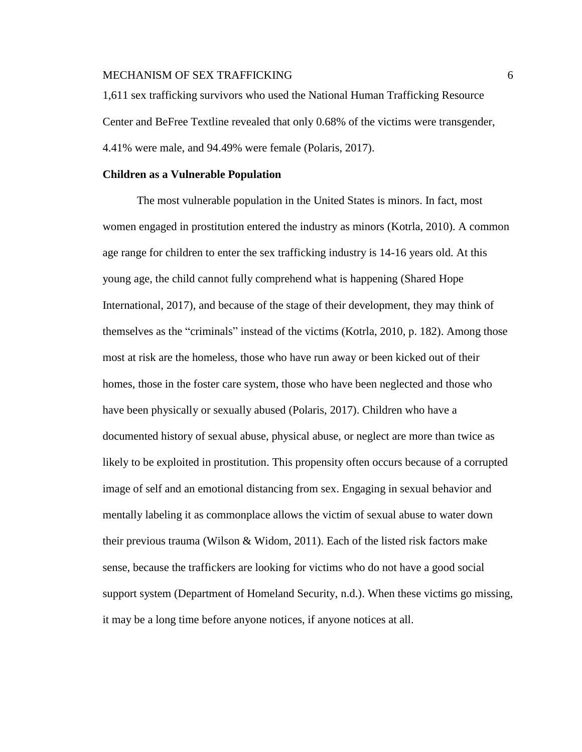1,611 sex trafficking survivors who used the National Human Trafficking Resource Center and BeFree Textline revealed that only 0.68% of the victims were transgender, 4.41% were male, and 94.49% were female (Polaris, 2017).

**Children as a Vulnerable Population**

The most vulnerable population in the United States is minors. In fact, most women engaged in prostitution entered the industry as minors (Kotrla, 2010). A common age range for children to enter the sex trafficking industry is 14-16 years old. At this young age, the child cannot fully comprehend what is happening (Shared Hope International, 2017), and because of the stage of their development, they may think of themselves as the "criminals" instead of the victims (Kotrla, 2010, p. 182). Among those most at risk are the homeless, those who have run away or been kicked out of their homes, those in the foster care system, those who have been neglected and those who have been physically or sexually abused (Polaris, 2017). Children who have a documented history of sexual abuse, physical abuse, or neglect are more than twice as likely to be exploited in prostitution. This propensity often occurs because of a corrupted image of self and an emotional distancing from sex. Engaging in sexual behavior and mentally labeling it as commonplace allows the victim of sexual abuse to water down their previous trauma (Wilson & Widom, 2011). Each of the listed risk factors make sense, because the traffickers are looking for victims who do not have a good social support system (Department of Homeland Security, n.d.). When these victims go missing, it may be a long time before anyone notices, if anyone notices at all.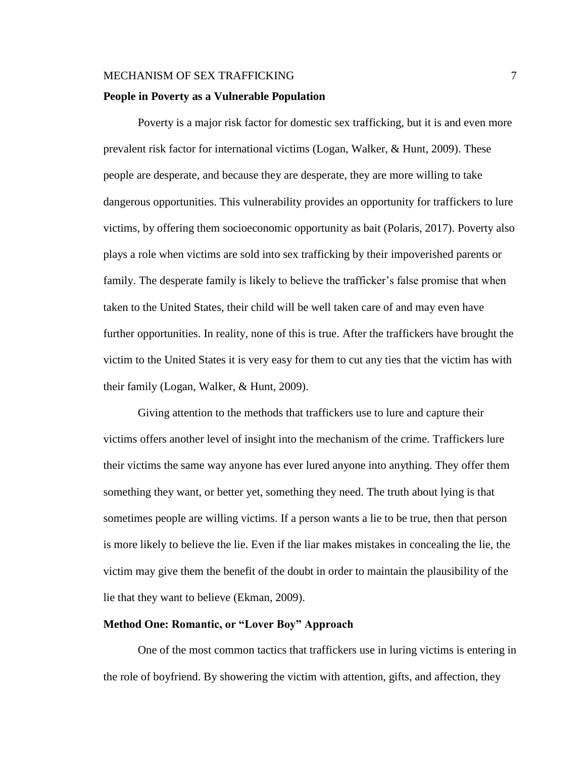**People in Poverty as a Vulnerable Population**

Poverty is a major risk factor for domestic sex trafficking, but it is and even more prevalent risk factor for international victims (Logan, Walker, & Hunt, 2009). These people are desperate, and because they are desperate, they are more willing to take dangerous opportunities. This vulnerability provides an opportunity for traffickers to lure victims, by offering them socioeconomic opportunity as bait (Polaris, 2017). Poverty also plays a role when victims are sold into sex trafficking by their impoverished parents or family. The desperate family is likely to believe the trafficker's false promise that when taken to the United States, their child will be well taken care of and may even have further opportunities. In reality, none of this is true. After the traffickers have brought the victim to the United States it is very easy for them to cut any ties that the victim has with their family (Logan, Walker, & Hunt, 2009).

Giving attention to the methods that traffickers use to lure and capture their victims offers another level of insight into the mechanism of the crime. Traffickers lure their victims the same way anyone has ever lured anyone into anything. They offer them something they want, or better yet, something they need. The truth about lying is that sometimes people are willing victims. If a person wants a lie to be true, then that person is more likely to believe the lie. Even if the liar makes mistakes in concealing the lie, the victim may give them the benefit of the doubt in order to maintain the plausibility of the lie that they want to believe (Ekman, 2009).

**Method One: Romantic, or "Lover Boy" Approach**

One of the most common tactics that traffickers use in luring victims is entering in the role of boyfriend. By showering the victim with attention, gifts, and affection, they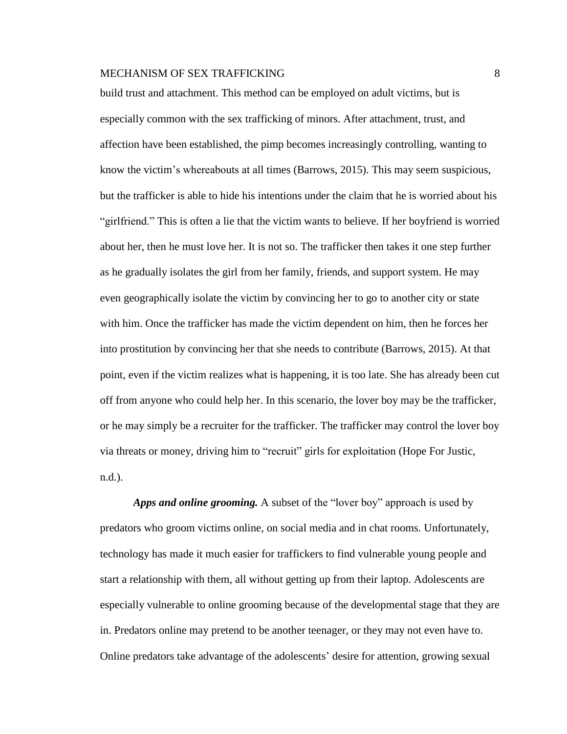build trust and attachment. This method can be employed on adult victims, but is especially common with the sex trafficking of minors. After attachment, trust, and affection have been established, the pimp becomes increasingly controlling, wanting to know the victim's whereabouts at all times (Barrows, 2015). This may seem suspicious, but the trafficker is able to hide his intentions under the claim that he is worried about his "girlfriend." This is often a lie that the victim wants to believe. If her boyfriend is worried about her, then he must love her. It is not so. The trafficker then takes it one step further as he gradually isolates the girl from her family, friends, and support system. He may even geographically isolate the victim by convincing her to go to another city or state with him. Once the trafficker has made the victim dependent on him, then he forces her into prostitution by convincing her that she needs to contribute (Barrows, 2015). At that point, even if the victim realizes what is happening, it is too late. She has already been cut off from anyone who could help her. In this scenario, the lover boy may be the trafficker, or he may simply be a recruiter for the trafficker. The trafficker may control the lover boy via threats or money, driving him to "recruit" girls for exploitation (Hope For Justic, n.d.).

***Apps and online grooming.*** A subset of the "lover boy" approach is used by predators who groom victims online, on social media and in chat rooms. Unfortunately, technology has made it much easier for traffickers to find vulnerable young people and start a relationship with them, all without getting up from their laptop. Adolescents are especially vulnerable to online grooming because of the developmental stage that they are in. Predators online may pretend to be another teenager, or they may not even have to. Online predators take advantage of the adolescents' desire for attention, growing sexual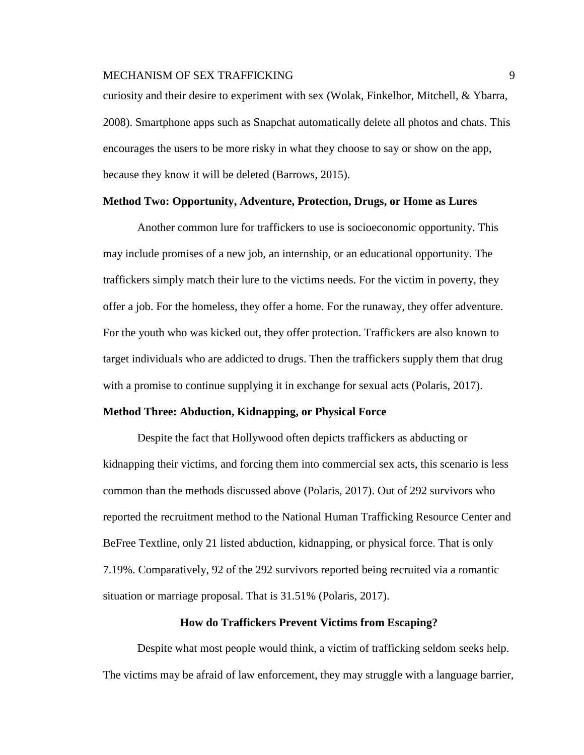curiosity and their desire to experiment with sex (Wolak, Finkelhor, Mitchell, & Ybarra, 2008). Smartphone apps such as Snapchat automatically delete all photos and chats. This encourages the users to be more risky in what they choose to say or show on the app, because they know it will be deleted (Barrows, 2015).

### Method Two: Opportunity, Adventure, Protection, Drugs, or Home as Lures

Another common lure for traffickers to use is socioeconomic opportunity. This may include promises of a new job, an internship, or an educational opportunity. The traffickers simply match their lure to the victims needs. For the victim in poverty, they offer a job. For the homeless, they offer a home. For the runaway, they offer adventure. For the youth who was kicked out, they offer protection. Traffickers are also known to target individuals who are addicted to drugs. Then the traffickers supply them that drug with a promise to continue supplying it in exchange for sexual acts (Polaris, 2017).

### Method Three: Abduction, Kidnapping, or Physical Force

Despite the fact that Hollywood often depicts traffickers as abducting or kidnapping their victims, and forcing them into commercial sex acts, this scenario is less common than the methods discussed above (Polaris, 2017). Out of 292 survivors who reported the recruitment method to the National Human Trafficking Resource Center and BeFree Textline, only 21 listed abduction, kidnapping, or physical force. That is only 7.19%. Comparatively, 92 of the 292 survivors reported being recruited via a romantic situation or marriage proposal. That is 31.51% (Polaris, 2017).

## How do Traffickers Prevent Victims from Escaping?

Despite what most people would think, a victim of trafficking seldom seeks help. The victims may be afraid of law enforcement, they may struggle with a language barrier,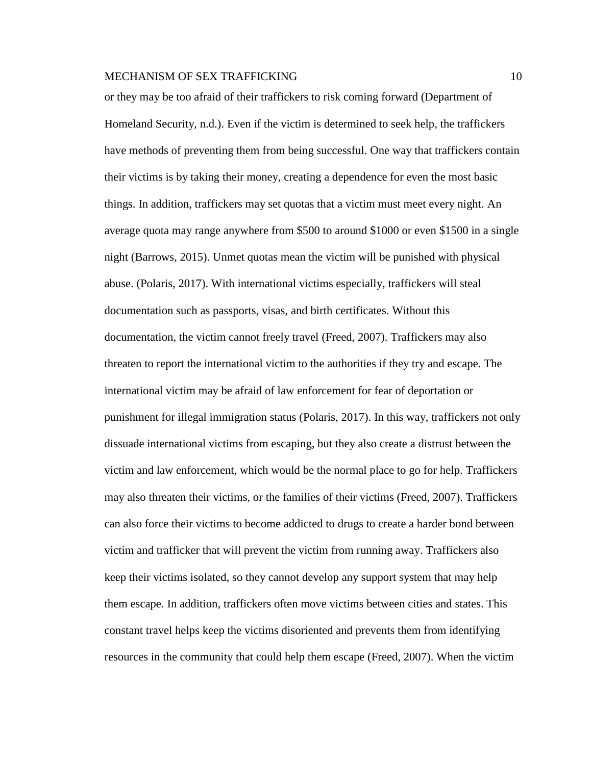or they may be too afraid of their traffickers to risk coming forward (Department of Homeland Security, n.d.). Even if the victim is determined to seek help, the traffickers have methods of preventing them from being successful. One way that traffickers contain their victims is by taking their money, creating a dependence for even the most basic things. In addition, traffickers may set quotas that a victim must meet every night. An average quota may range anywhere from $500 to around $1000 or even $1500 in a single night (Barrows, 2015). Unmet quotas mean the victim will be punished with physical abuse. (Polaris, 2017). With international victims especially, traffickers will steal documentation such as passports, visas, and birth certificates. Without this documentation, the victim cannot freely travel (Freed, 2007). Traffickers may also threaten to report the international victim to the authorities if they try and escape. The international victim may be afraid of law enforcement for fear of deportation or punishment for illegal immigration status (Polaris, 2017). In this way, traffickers not only dissuade international victims from escaping, but they also create a distrust between the victim and law enforcement, which would be the normal place to go for help. Traffickers may also threaten their victims, or the families of their victims (Freed, 2007). Traffickers can also force their victims to become addicted to drugs to create a harder bond between victim and trafficker that will prevent the victim from running away. Traffickers also keep their victims isolated, so they cannot develop any support system that may help them escape. In addition, traffickers often move victims between cities and states. This constant travel helps keep the victims disoriented and prevents them from identifying resources in the community that could help them escape (Freed, 2007). When the victim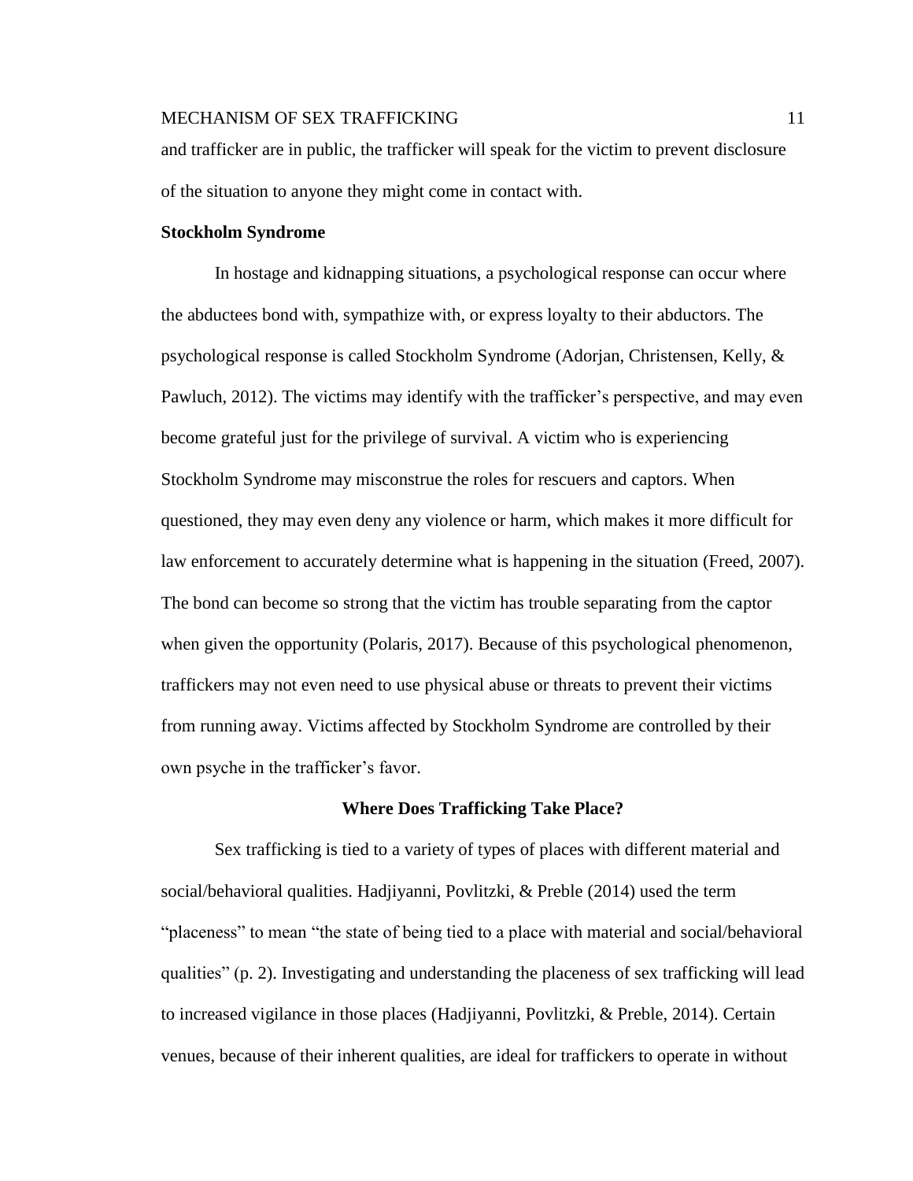and trafficker are in public, the trafficker will speak for the victim to prevent disclosure of the situation to anyone they might come in contact with.

### Stockholm Syndrome

In hostage and kidnapping situations, a psychological response can occur where the abductees bond with, sympathize with, or express loyalty to their abductors. The psychological response is called Stockholm Syndrome (Adorjan, Christensen, Kelly, & Pawluch, 2012). The victims may identify with the trafficker's perspective, and may even become grateful just for the privilege of survival. A victim who is experiencing Stockholm Syndrome may misconstrue the roles for rescuers and captors. When questioned, they may even deny any violence or harm, which makes it more difficult for law enforcement to accurately determine what is happening in the situation (Freed, 2007). The bond can become so strong that the victim has trouble separating from the captor when given the opportunity (Polaris, 2017). Because of this psychological phenomenon, traffickers may not even need to use physical abuse or threats to prevent their victims from running away. Victims affected by Stockholm Syndrome are controlled by their own psyche in the trafficker's favor.

## Where Does Trafficking Take Place?

Sex trafficking is tied to a variety of types of places with different material and social/behavioral qualities. Hadjiyanni, Povlitzki, & Preble (2014) used the term "placeness" to mean "the state of being tied to a place with material and social/behavioral qualities" (p. 2). Investigating and understanding the placeness of sex trafficking will lead to increased vigilance in those places (Hadjiyanni, Povlitzki, & Preble, 2014). Certain venues, because of their inherent qualities, are ideal for traffickers to operate in without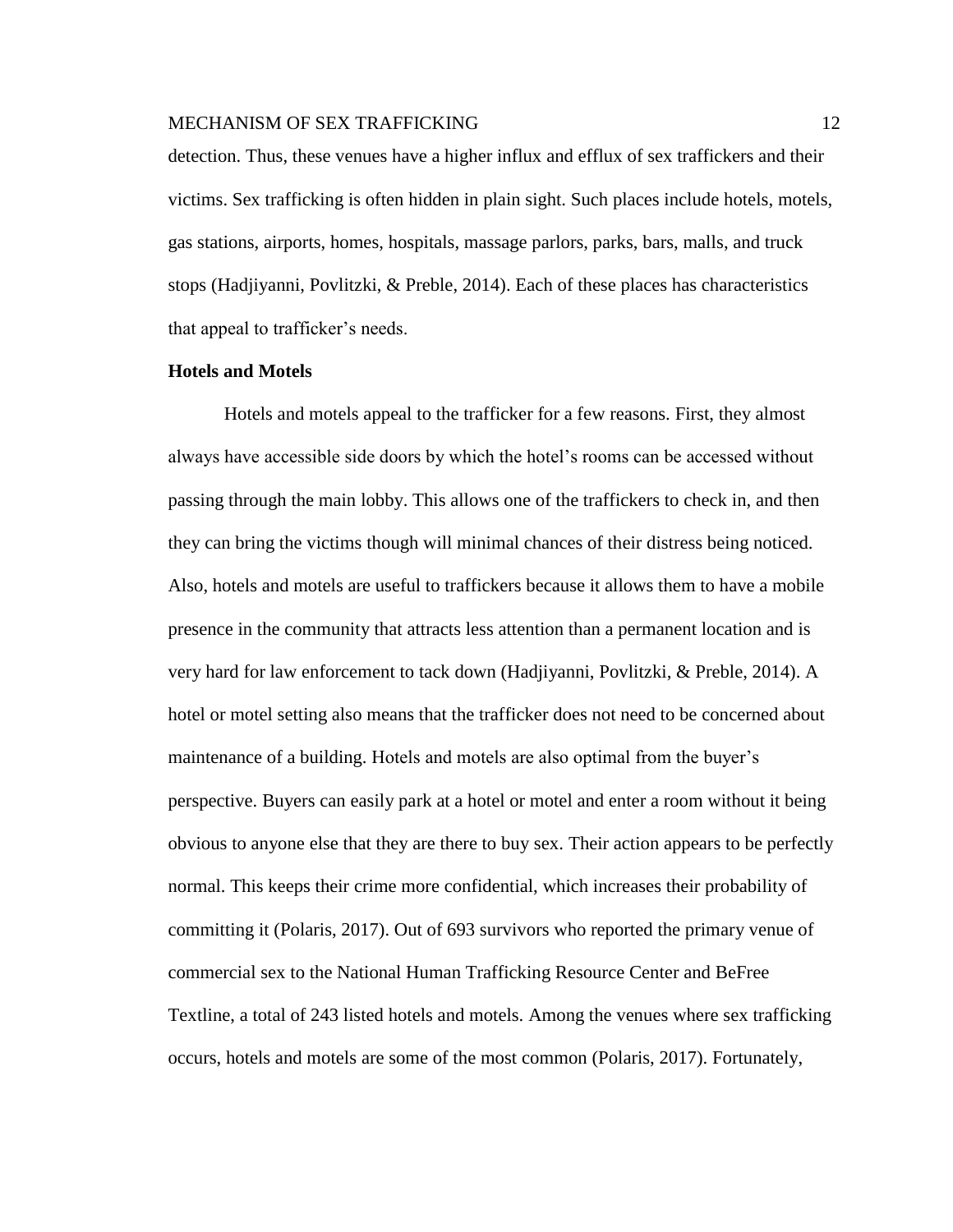detection. Thus, these venues have a higher influx and efflux of sex traffickers and their victims. Sex trafficking is often hidden in plain sight. Such places include hotels, motels, gas stations, airports, homes, hospitals, massage parlors, parks, bars, malls, and truck stops (Hadjiyanni, Povlitzki, & Preble, 2014). Each of these places has characteristics that appeal to trafficker's needs.

**Hotels and Motels**

Hotels and motels appeal to the trafficker for a few reasons. First, they almost always have accessible side doors by which the hotel's rooms can be accessed without passing through the main lobby. This allows one of the traffickers to check in, and then they can bring the victims though will minimal chances of their distress being noticed. Also, hotels and motels are useful to traffickers because it allows them to have a mobile presence in the community that attracts less attention than a permanent location and is very hard for law enforcement to tack down (Hadjiyanni, Povlitzki, & Preble, 2014). A hotel or motel setting also means that the trafficker does not need to be concerned about maintenance of a building. Hotels and motels are also optimal from the buyer's perspective. Buyers can easily park at a hotel or motel and enter a room without it being obvious to anyone else that they are there to buy sex. Their action appears to be perfectly normal. This keeps their crime more confidential, which increases their probability of committing it (Polaris, 2017). Out of 693 survivors who reported the primary venue of commercial sex to the National Human Trafficking Resource Center and BeFree Textline, a total of 243 listed hotels and motels. Among the venues where sex trafficking occurs, hotels and motels are some of the most common (Polaris, 2017). Fortunately,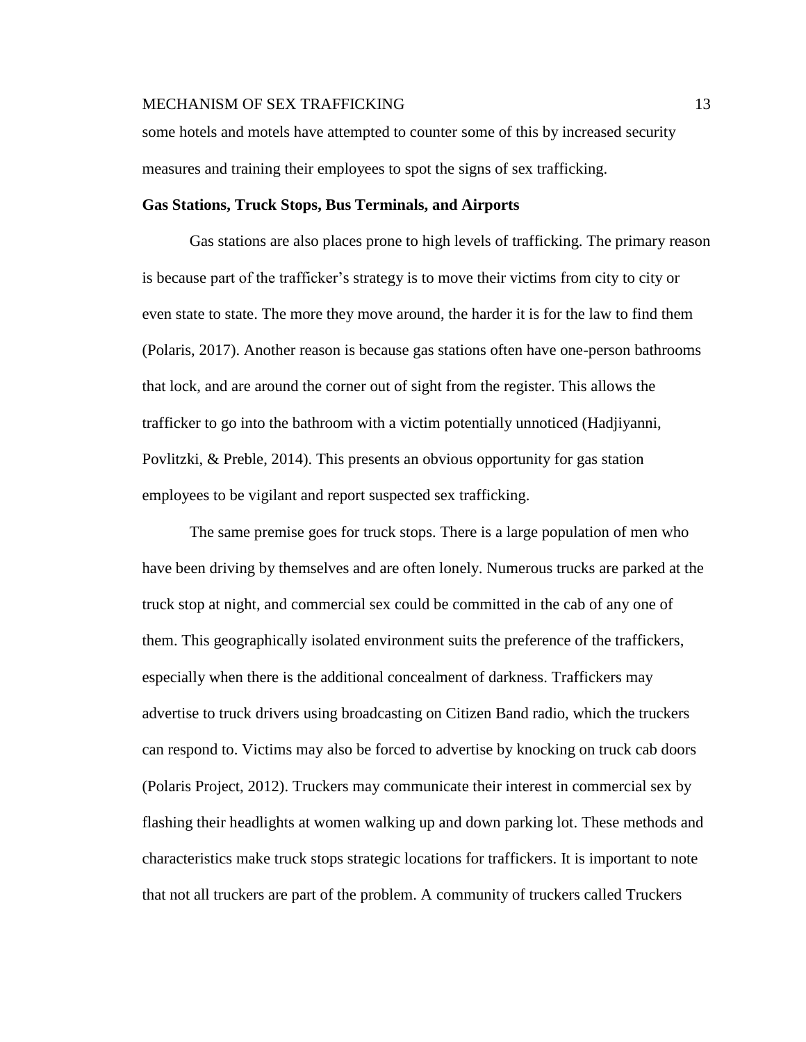some hotels and motels have attempted to counter some of this by increased security measures and training their employees to spot the signs of sex trafficking.

**Gas Stations, Truck Stops, Bus Terminals, and Airports**

Gas stations are also places prone to high levels of trafficking. The primary reason is because part of the trafficker's strategy is to move their victims from city to city or even state to state. The more they move around, the harder it is for the law to find them (Polaris, 2017). Another reason is because gas stations often have one-person bathrooms that lock, and are around the corner out of sight from the register. This allows the trafficker to go into the bathroom with a victim potentially unnoticed (Hadjiyanni, Povlitzki, & Preble, 2014). This presents an obvious opportunity for gas station employees to be vigilant and report suspected sex trafficking.

The same premise goes for truck stops. There is a large population of men who have been driving by themselves and are often lonely. Numerous trucks are parked at the truck stop at night, and commercial sex could be committed in the cab of any one of them. This geographically isolated environment suits the preference of the traffickers, especially when there is the additional concealment of darkness. Traffickers may advertise to truck drivers using broadcasting on Citizen Band radio, which the truckers can respond to. Victims may also be forced to advertise by knocking on truck cab doors (Polaris Project, 2012). Truckers may communicate their interest in commercial sex by flashing their headlights at women walking up and down parking lot. These methods and characteristics make truck stops strategic locations for traffickers. It is important to note that not all truckers are part of the problem. A community of truckers called Truckers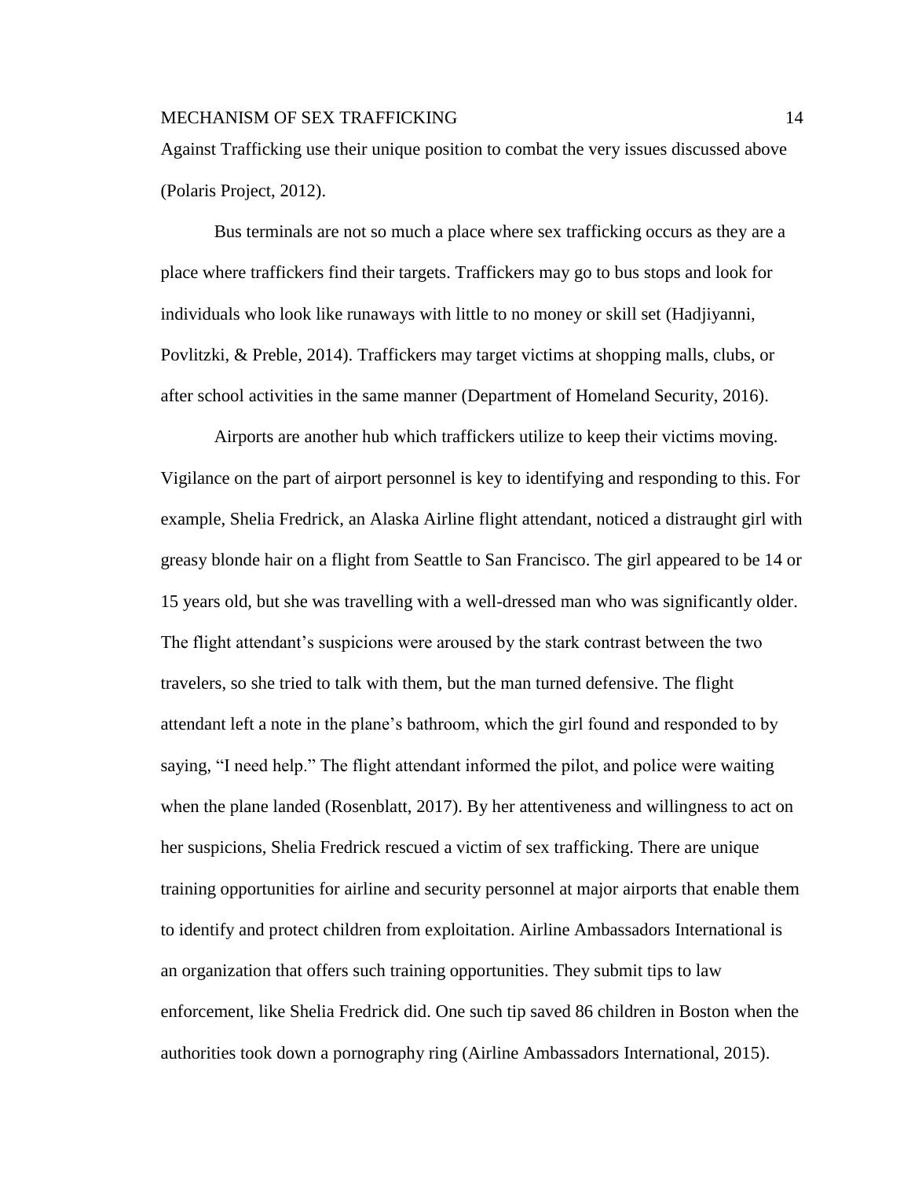Against Trafficking use their unique position to combat the very issues discussed above (Polaris Project, 2012).

Bus terminals are not so much a place where sex trafficking occurs as they are a place where traffickers find their targets. Traffickers may go to bus stops and look for individuals who look like runaways with little to no money or skill set (Hadjiyanni, Povlitzki, & Preble, 2014). Traffickers may target victims at shopping malls, clubs, or after school activities in the same manner (Department of Homeland Security, 2016).

Airports are another hub which traffickers utilize to keep their victims moving. Vigilance on the part of airport personnel is key to identifying and responding to this. For example, Shelia Fredrick, an Alaska Airline flight attendant, noticed a distraught girl with greasy blonde hair on a flight from Seattle to San Francisco. The girl appeared to be 14 or 15 years old, but she was travelling with a well-dressed man who was significantly older. The flight attendant's suspicions were aroused by the stark contrast between the two travelers, so she tried to talk with them, but the man turned defensive. The flight attendant left a note in the plane's bathroom, which the girl found and responded to by saying, "I need help." The flight attendant informed the pilot, and police were waiting when the plane landed (Rosenblatt, 2017). By her attentiveness and willingness to act on her suspicions, Shelia Fredrick rescued a victim of sex trafficking. There are unique training opportunities for airline and security personnel at major airports that enable them to identify and protect children from exploitation. Airline Ambassadors International is an organization that offers such training opportunities. They submit tips to law enforcement, like Shelia Fredrick did. One such tip saved 86 children in Boston when the authorities took down a pornography ring (Airline Ambassadors International, 2015).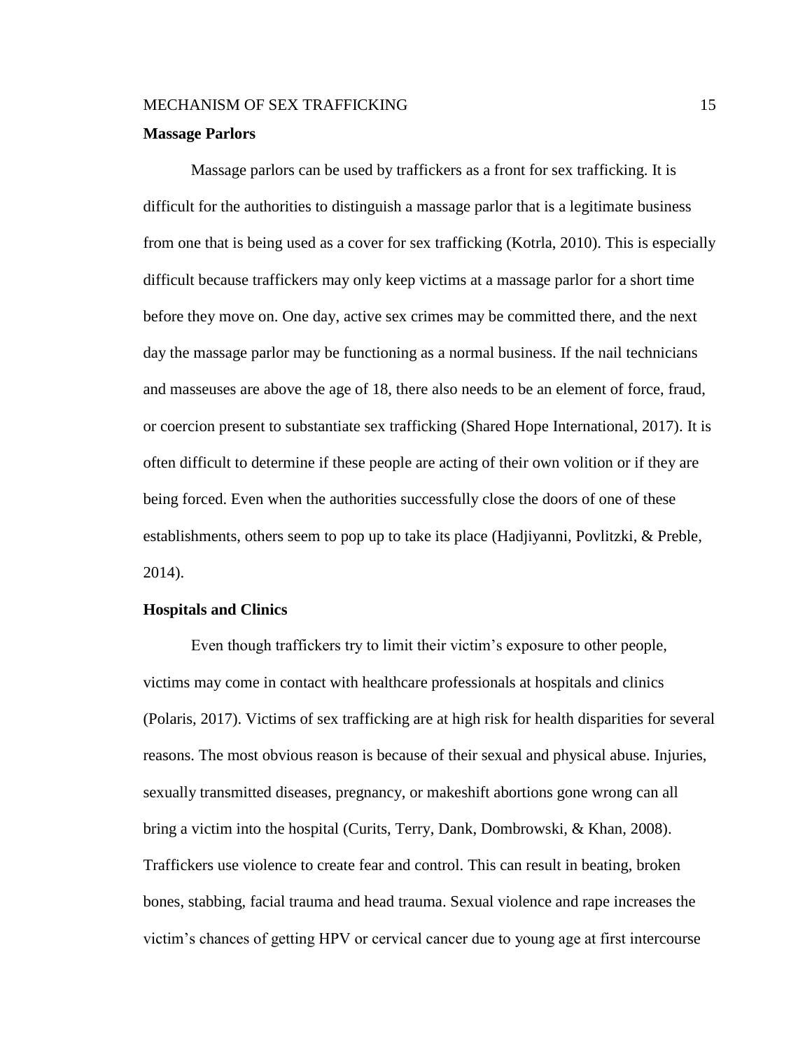**Massage Parlors**

Massage parlors can be used by traffickers as a front for sex trafficking. It is difficult for the authorities to distinguish a massage parlor that is a legitimate business from one that is being used as a cover for sex trafficking (Kotrla, 2010). This is especially difficult because traffickers may only keep victims at a massage parlor for a short time before they move on. One day, active sex crimes may be committed there, and the next day the massage parlor may be functioning as a normal business. If the nail technicians and masseuses are above the age of 18, there also needs to be an element of force, fraud, or coercion present to substantiate sex trafficking (Shared Hope International, 2017). It is often difficult to determine if these people are acting of their own volition or if they are being forced. Even when the authorities successfully close the doors of one of these establishments, others seem to pop up to take its place (Hadjiyanni, Povlitzki, & Preble, 2014).

**Hospitals and Clinics**

Even though traffickers try to limit their victim's exposure to other people, victims may come in contact with healthcare professionals at hospitals and clinics (Polaris, 2017). Victims of sex trafficking are at high risk for health disparities for several reasons. The most obvious reason is because of their sexual and physical abuse. Injuries, sexually transmitted diseases, pregnancy, or makeshift abortions gone wrong can all bring a victim into the hospital (Curits, Terry, Dank, Dombrowski, & Khan, 2008). Traffickers use violence to create fear and control. This can result in beating, broken bones, stabbing, facial trauma and head trauma. Sexual violence and rape increases the victim's chances of getting HPV or cervical cancer due to young age at first intercourse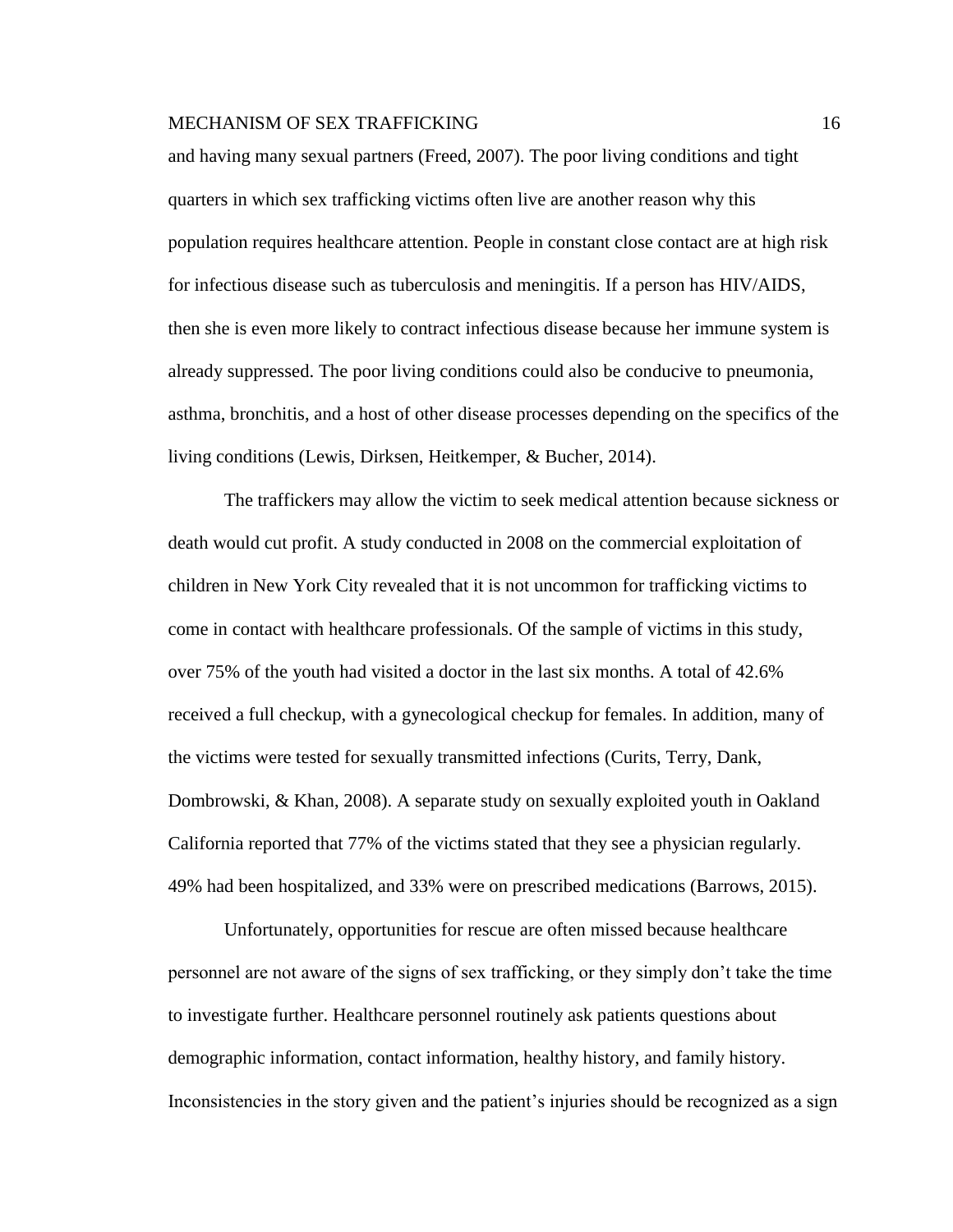and having many sexual partners (Freed, 2007). The poor living conditions and tight quarters in which sex trafficking victims often live are another reason why this population requires healthcare attention. People in constant close contact are at high risk for infectious disease such as tuberculosis and meningitis. If a person has HIV/AIDS, then she is even more likely to contract infectious disease because her immune system is already suppressed. The poor living conditions could also be conducive to pneumonia, asthma, bronchitis, and a host of other disease processes depending on the specifics of the living conditions (Lewis, Dirksen, Heitkemper, & Bucher, 2014).

The traffickers may allow the victim to seek medical attention because sickness or death would cut profit. A study conducted in 2008 on the commercial exploitation of children in New York City revealed that it is not uncommon for trafficking victims to come in contact with healthcare professionals. Of the sample of victims in this study, over 75% of the youth had visited a doctor in the last six months. A total of 42.6% received a full checkup, with a gynecological checkup for females. In addition, many of the victims were tested for sexually transmitted infections (Curits, Terry, Dank, Dombrowski, & Khan, 2008). A separate study on sexually exploited youth in Oakland California reported that 77% of the victims stated that they see a physician regularly. 49% had been hospitalized, and 33% were on prescribed medications (Barrows, 2015).

Unfortunately, opportunities for rescue are often missed because healthcare personnel are not aware of the signs of sex trafficking, or they simply don't take the time to investigate further. Healthcare personnel routinely ask patients questions about demographic information, contact information, healthy history, and family history. Inconsistencies in the story given and the patient's injuries should be recognized as a sign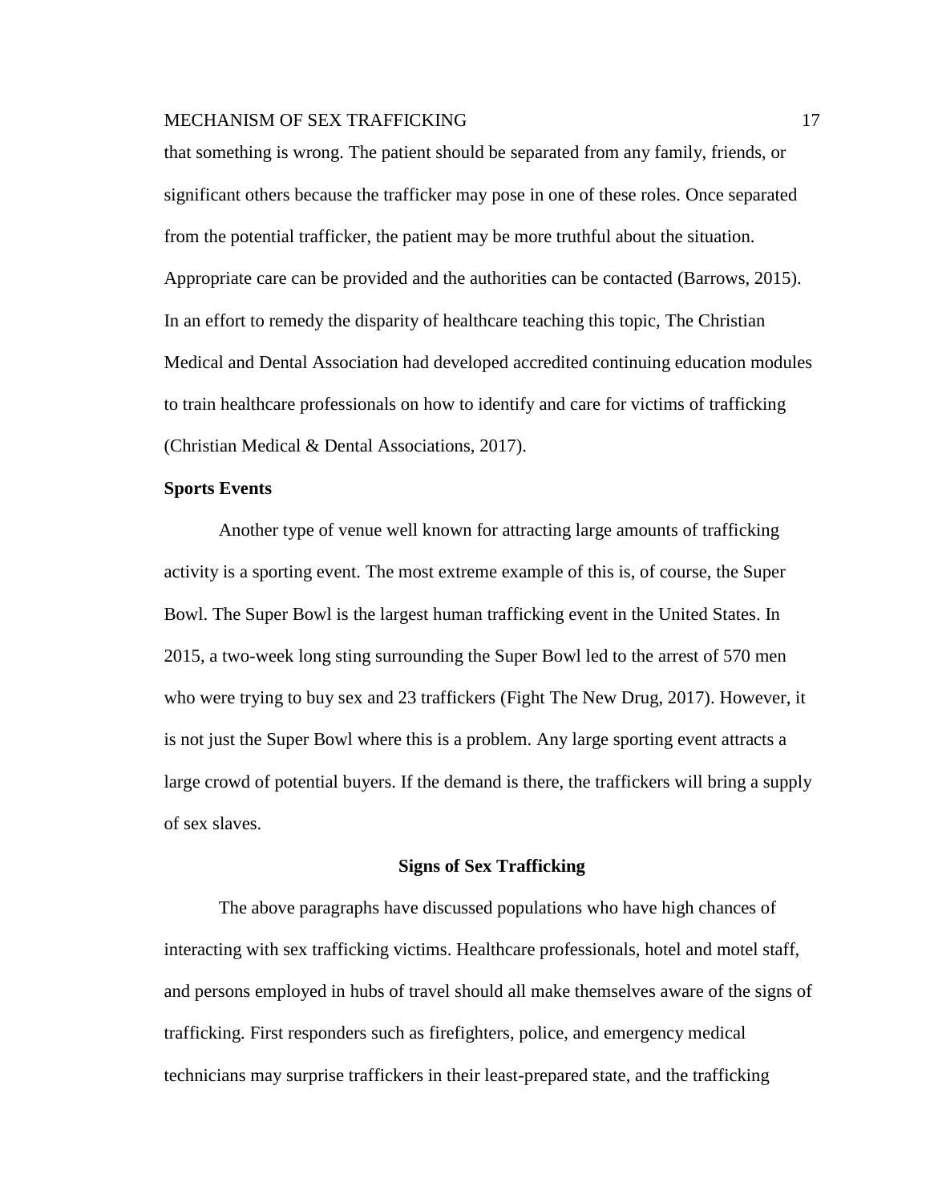that something is wrong. The patient should be separated from any family, friends, or significant others because the trafficker may pose in one of these roles. Once separated from the potential trafficker, the patient may be more truthful about the situation. Appropriate care can be provided and the authorities can be contacted (Barrows, 2015). In an effort to remedy the disparity of healthcare teaching this topic, The Christian Medical and Dental Association had developed accredited continuing education modules to train healthcare professionals on how to identify and care for victims of trafficking (Christian Medical & Dental Associations, 2017).

### Sports Events

Another type of venue well known for attracting large amounts of trafficking activity is a sporting event. The most extreme example of this is, of course, the Super Bowl. The Super Bowl is the largest human trafficking event in the United States. In 2015, a two-week long sting surrounding the Super Bowl led to the arrest of 570 men who were trying to buy sex and 23 traffickers (Fight The New Drug, 2017). However, it is not just the Super Bowl where this is a problem. Any large sporting event attracts a large crowd of potential buyers. If the demand is there, the traffickers will bring a supply of sex slaves.

## Signs of Sex Trafficking

The above paragraphs have discussed populations who have high chances of interacting with sex trafficking victims. Healthcare professionals, hotel and motel staff, and persons employed in hubs of travel should all make themselves aware of the signs of trafficking. First responders such as firefighters, police, and emergency medical technicians may surprise traffickers in their least-prepared state, and the trafficking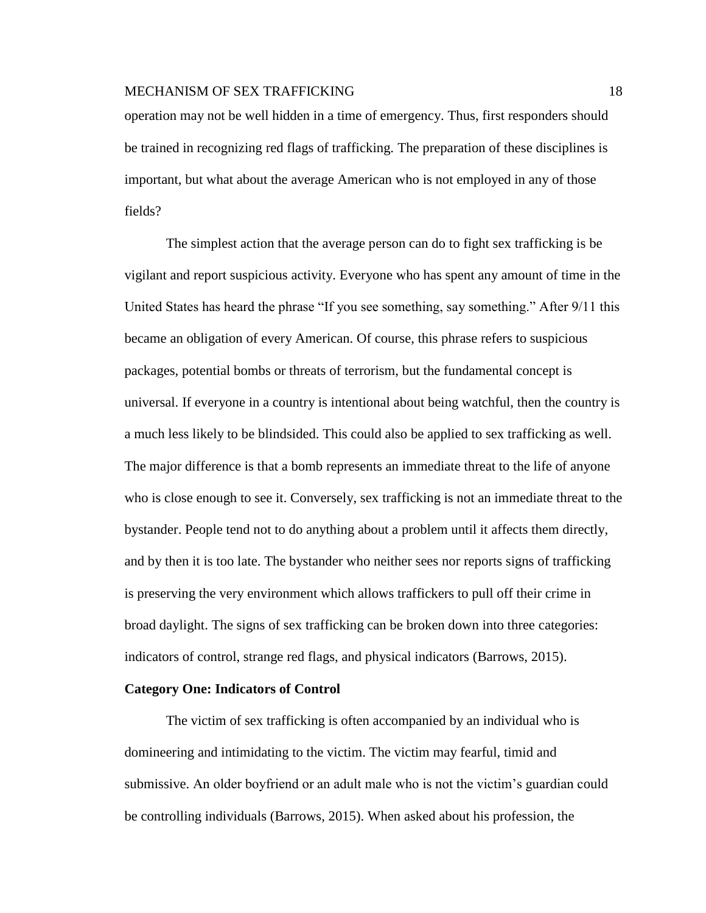operation may not be well hidden in a time of emergency. Thus, first responders should be trained in recognizing red flags of trafficking. The preparation of these disciplines is important, but what about the average American who is not employed in any of those fields?

The simplest action that the average person can do to fight sex trafficking is be vigilant and report suspicious activity. Everyone who has spent any amount of time in the United States has heard the phrase "If you see something, say something." After 9/11 this became an obligation of every American. Of course, this phrase refers to suspicious packages, potential bombs or threats of terrorism, but the fundamental concept is universal. If everyone in a country is intentional about being watchful, then the country is a much less likely to be blindsided. This could also be applied to sex trafficking as well. The major difference is that a bomb represents an immediate threat to the life of anyone who is close enough to see it. Conversely, sex trafficking is not an immediate threat to the bystander. People tend not to do anything about a problem until it affects them directly, and by then it is too late. The bystander who neither sees nor reports signs of trafficking is preserving the very environment which allows traffickers to pull off their crime in broad daylight. The signs of sex trafficking can be broken down into three categories: indicators of control, strange red flags, and physical indicators (Barrows, 2015).

**Category One: Indicators of Control**

The victim of sex trafficking is often accompanied by an individual who is domineering and intimidating to the victim. The victim may fearful, timid and submissive. An older boyfriend or an adult male who is not the victim's guardian could be controlling individuals (Barrows, 2015). When asked about his profession, the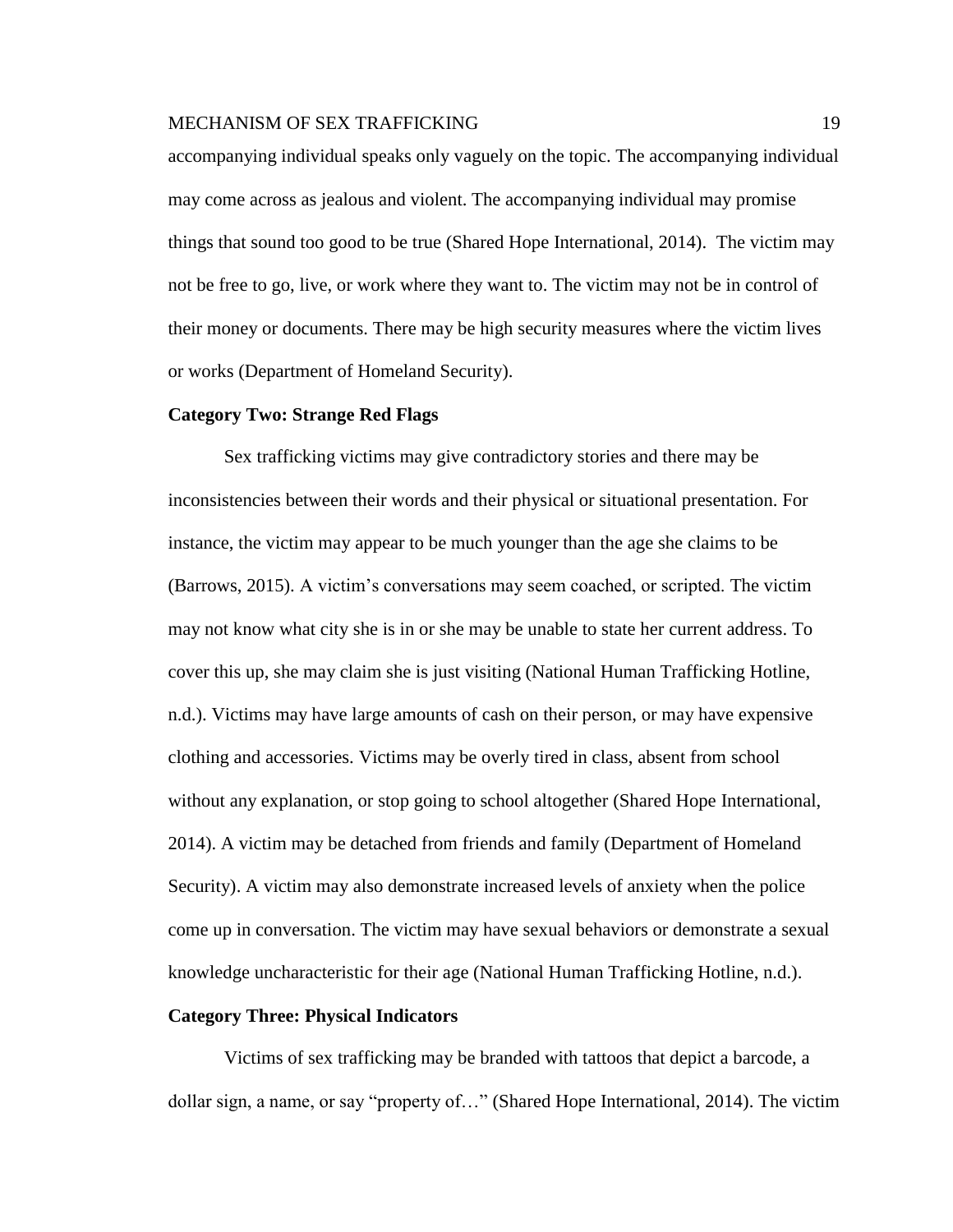accompanying individual speaks only vaguely on the topic. The accompanying individual may come across as jealous and violent. The accompanying individual may promise things that sound too good to be true (Shared Hope International, 2014). The victim may not be free to go, live, or work where they want to. The victim may not be in control of their money or documents. There may be high security measures where the victim lives or works (Department of Homeland Security).

**Category Two: Strange Red Flags**

Sex trafficking victims may give contradictory stories and there may be inconsistencies between their words and their physical or situational presentation. For instance, the victim may appear to be much younger than the age she claims to be (Barrows, 2015). A victim's conversations may seem coached, or scripted. The victim may not know what city she is in or she may be unable to state her current address. To cover this up, she may claim she is just visiting (National Human Trafficking Hotline, n.d.). Victims may have large amounts of cash on their person, or may have expensive clothing and accessories. Victims may be overly tired in class, absent from school without any explanation, or stop going to school altogether (Shared Hope International, 2014). A victim may be detached from friends and family (Department of Homeland Security). A victim may also demonstrate increased levels of anxiety when the police come up in conversation. The victim may have sexual behaviors or demonstrate a sexual knowledge uncharacteristic for their age (National Human Trafficking Hotline, n.d.).

**Category Three: Physical Indicators**

Victims of sex trafficking may be branded with tattoos that depict a barcode, a dollar sign, a name, or say "property of…" (Shared Hope International, 2014). The victim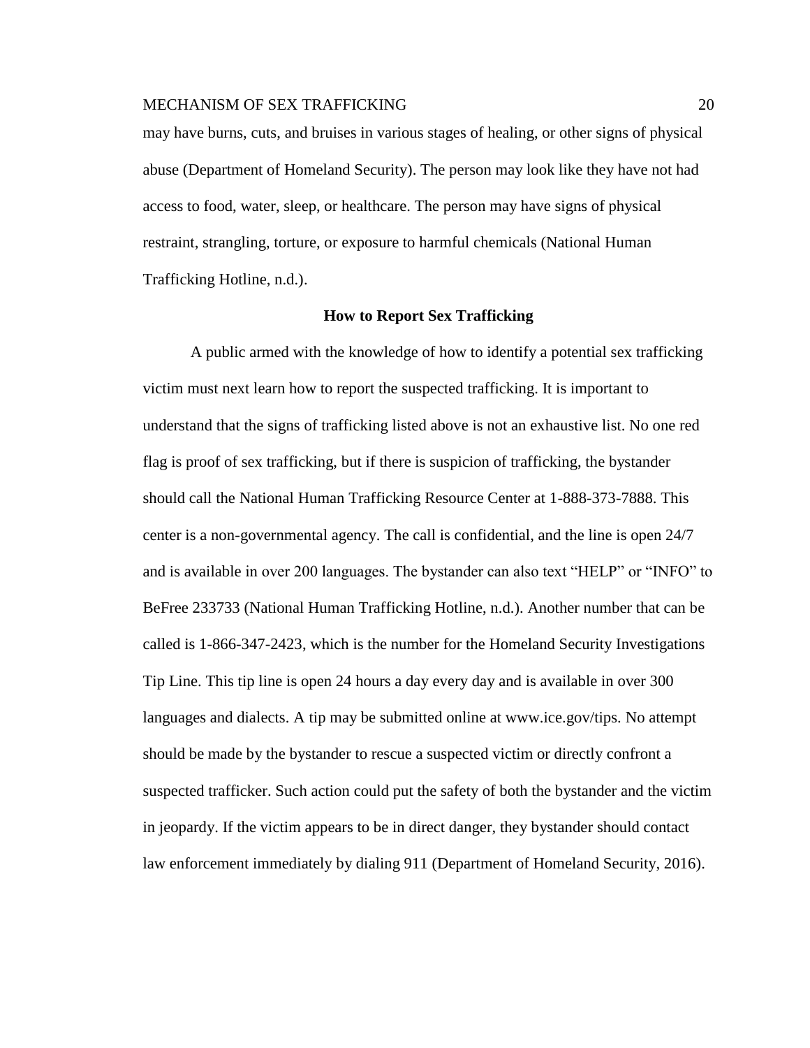may have burns, cuts, and bruises in various stages of healing, or other signs of physical abuse (Department of Homeland Security). The person may look like they have not had access to food, water, sleep, or healthcare. The person may have signs of physical restraint, strangling, torture, or exposure to harmful chemicals (National Human Trafficking Hotline, n.d.).

## How to Report Sex Trafficking

A public armed with the knowledge of how to identify a potential sex trafficking victim must next learn how to report the suspected trafficking. It is important to understand that the signs of trafficking listed above is not an exhaustive list. No one red flag is proof of sex trafficking, but if there is suspicion of trafficking, the bystander should call the National Human Trafficking Resource Center at 1-888-373-7888. This center is a non-governmental agency. The call is confidential, and the line is open 24/7 and is available in over 200 languages. The bystander can also text "HELP" or "INFO" to BeFree 233733 (National Human Trafficking Hotline, n.d.). Another number that can be called is 1-866-347-2423, which is the number for the Homeland Security Investigations Tip Line. This tip line is open 24 hours a day every day and is available in over 300 languages and dialects. A tip may be submitted online at www.ice.gov/tips. No attempt should be made by the bystander to rescue a suspected victim or directly confront a suspected trafficker. Such action could put the safety of both the bystander and the victim in jeopardy. If the victim appears to be in direct danger, they bystander should contact law enforcement immediately by dialing 911 (Department of Homeland Security, 2016).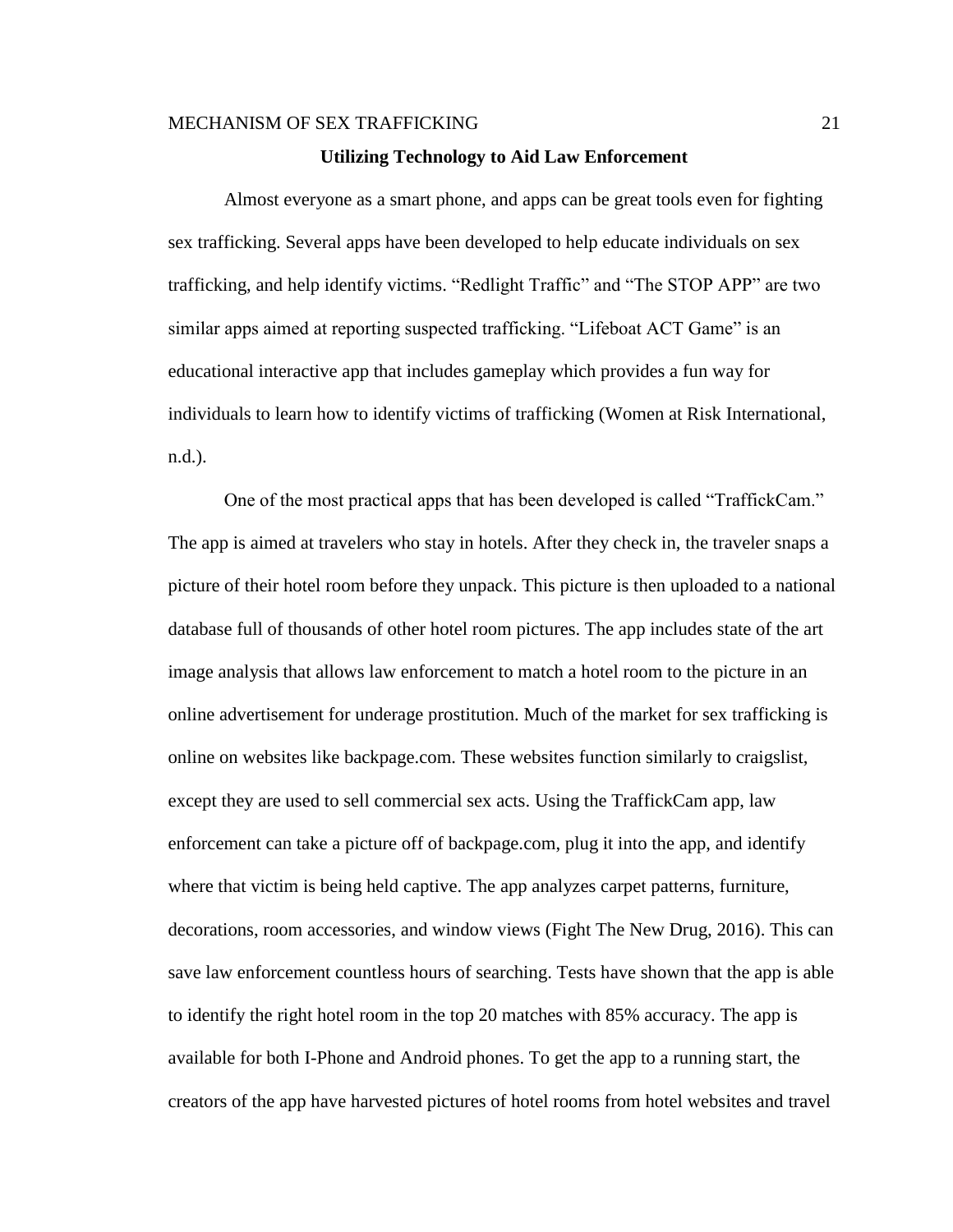## Utilizing Technology to Aid Law Enforcement

Almost everyone as a smart phone, and apps can be great tools even for fighting sex trafficking. Several apps have been developed to help educate individuals on sex trafficking, and help identify victims. "Redlight Traffic" and "The STOP APP" are two similar apps aimed at reporting suspected trafficking. "Lifeboat ACT Game" is an educational interactive app that includes gameplay which provides a fun way for individuals to learn how to identify victims of trafficking (Women at Risk International, n.d.).

One of the most practical apps that has been developed is called "TraffickCam." The app is aimed at travelers who stay in hotels. After they check in, the traveler snaps a picture of their hotel room before they unpack. This picture is then uploaded to a national database full of thousands of other hotel room pictures. The app includes state of the art image analysis that allows law enforcement to match a hotel room to the picture in an online advertisement for underage prostitution. Much of the market for sex trafficking is online on websites like backpage.com. These websites function similarly to craigslist, except they are used to sell commercial sex acts. Using the TraffickCam app, law enforcement can take a picture off of backpage.com, plug it into the app, and identify where that victim is being held captive. The app analyzes carpet patterns, furniture, decorations, room accessories, and window views (Fight The New Drug, 2016). This can save law enforcement countless hours of searching. Tests have shown that the app is able to identify the right hotel room in the top 20 matches with 85% accuracy. The app is available for both I-Phone and Android phones. To get the app to a running start, the creators of the app have harvested pictures of hotel rooms from hotel websites and travel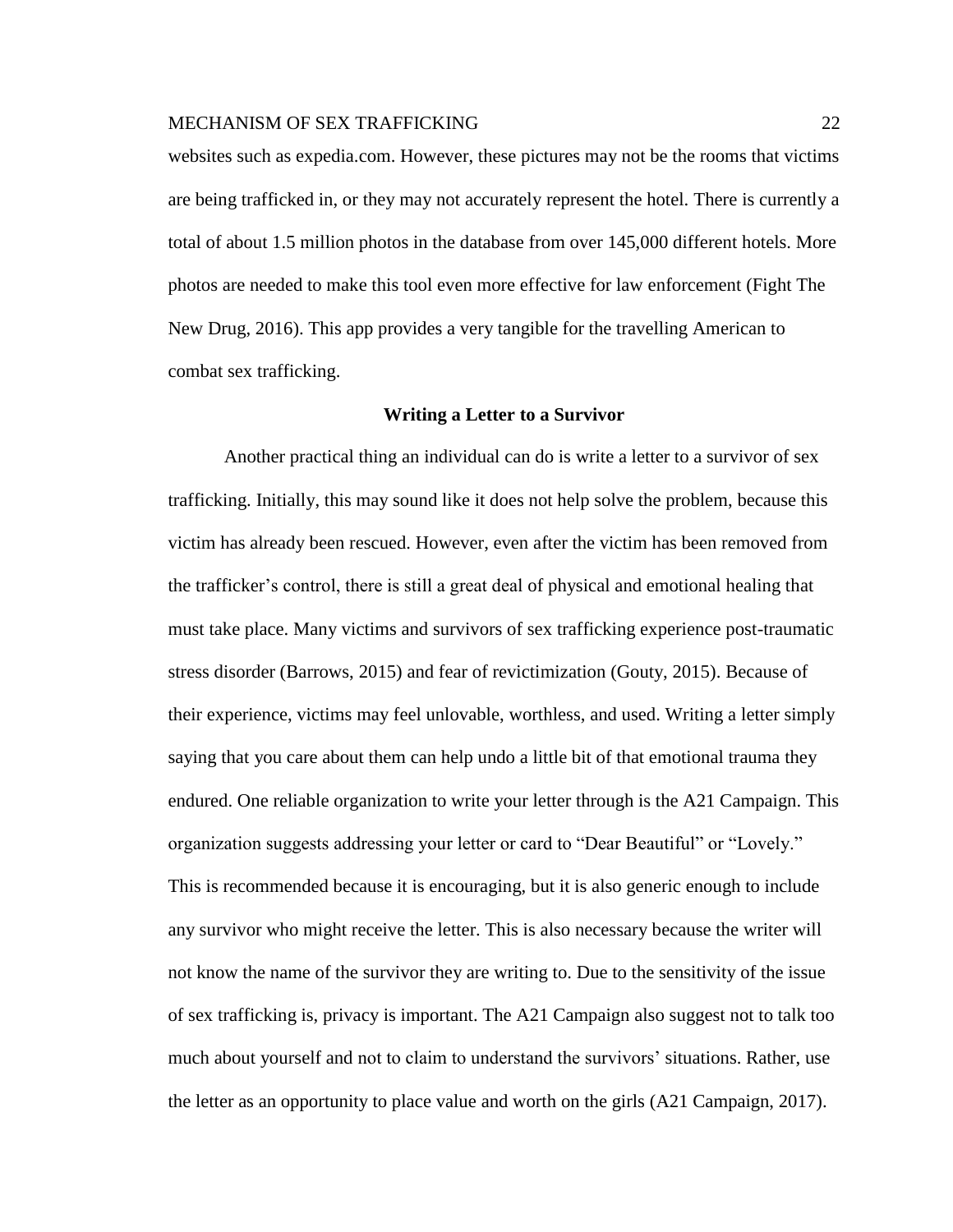websites such as expedia.com. However, these pictures may not be the rooms that victims are being trafficked in, or they may not accurately represent the hotel. There is currently a total of about 1.5 million photos in the database from over 145,000 different hotels. More photos are needed to make this tool even more effective for law enforcement (Fight The New Drug, 2016). This app provides a very tangible for the travelling American to combat sex trafficking.

## Writing a Letter to a Survivor

Another practical thing an individual can do is write a letter to a survivor of sex trafficking. Initially, this may sound like it does not help solve the problem, because this victim has already been rescued. However, even after the victim has been removed from the trafficker's control, there is still a great deal of physical and emotional healing that must take place. Many victims and survivors of sex trafficking experience post-traumatic stress disorder (Barrows, 2015) and fear of revictimization (Gouty, 2015). Because of their experience, victims may feel unlovable, worthless, and used. Writing a letter simply saying that you care about them can help undo a little bit of that emotional trauma they endured. One reliable organization to write your letter through is the A21 Campaign. This organization suggests addressing your letter or card to "Dear Beautiful" or "Lovely." This is recommended because it is encouraging, but it is also generic enough to include any survivor who might receive the letter. This is also necessary because the writer will not know the name of the survivor they are writing to. Due to the sensitivity of the issue of sex trafficking is, privacy is important. The A21 Campaign also suggest not to talk too much about yourself and not to claim to understand the survivors' situations. Rather, use the letter as an opportunity to place value and worth on the girls (A21 Campaign, 2017).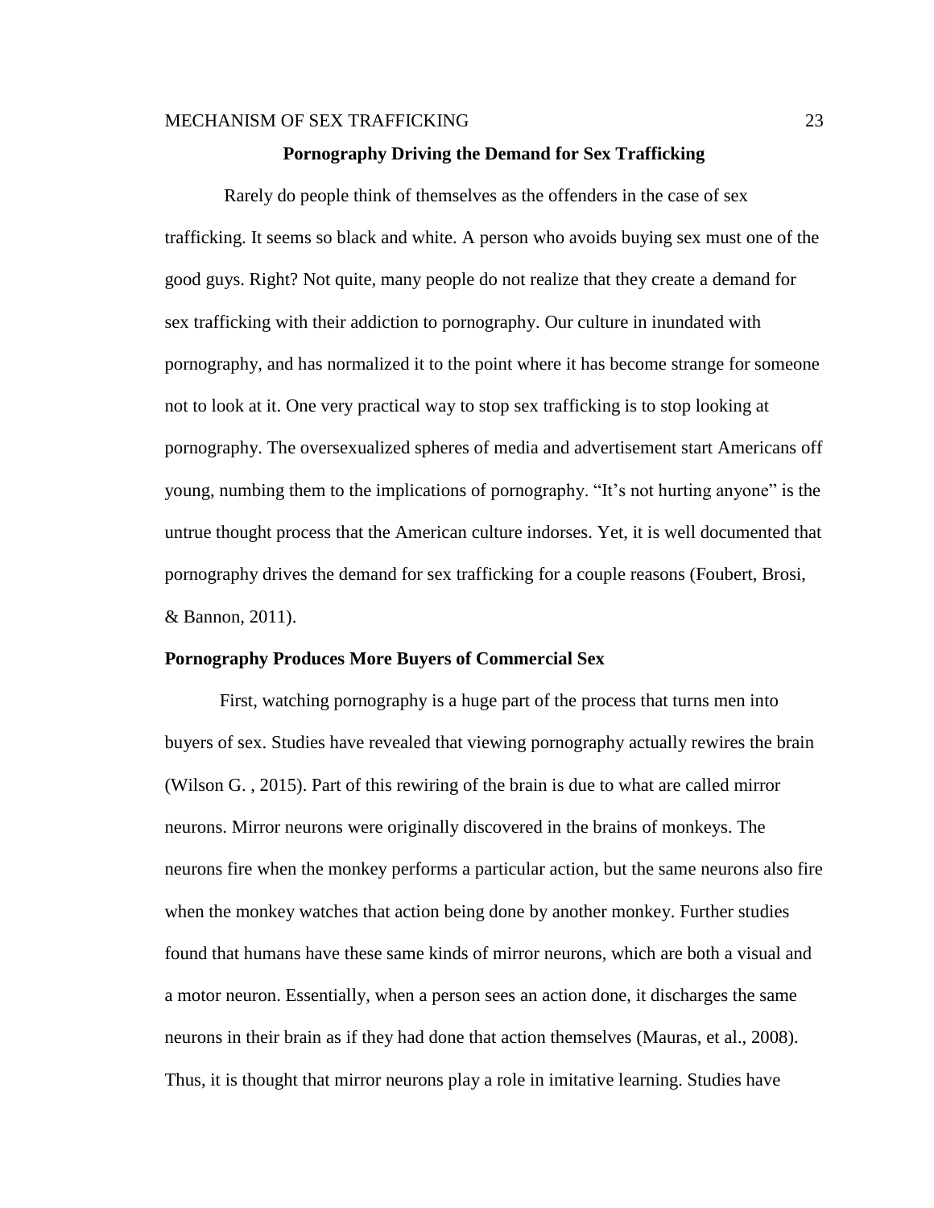## Pornography Driving the Demand for Sex Trafficking

Rarely do people think of themselves as the offenders in the case of sex trafficking. It seems so black and white. A person who avoids buying sex must one of the good guys. Right? Not quite, many people do not realize that they create a demand for sex trafficking with their addiction to pornography. Our culture in inundated with pornography, and has normalized it to the point where it has become strange for someone not to look at it. One very practical way to stop sex trafficking is to stop looking at pornography. The oversexualized spheres of media and advertisement start Americans off young, numbing them to the implications of pornography. "It's not hurting anyone" is the untrue thought process that the American culture indorses. Yet, it is well documented that pornography drives the demand for sex trafficking for a couple reasons (Foubert, Brosi, & Bannon, 2011).

### Pornography Produces More Buyers of Commercial Sex

First, watching pornography is a huge part of the process that turns men into buyers of sex. Studies have revealed that viewing pornography actually rewires the brain (Wilson G. , 2015). Part of this rewiring of the brain is due to what are called mirror neurons. Mirror neurons were originally discovered in the brains of monkeys. The neurons fire when the monkey performs a particular action, but the same neurons also fire when the monkey watches that action being done by another monkey. Further studies found that humans have these same kinds of mirror neurons, which are both a visual and a motor neuron. Essentially, when a person sees an action done, it discharges the same neurons in their brain as if they had done that action themselves (Mauras, et al., 2008). Thus, it is thought that mirror neurons play a role in imitative learning. Studies have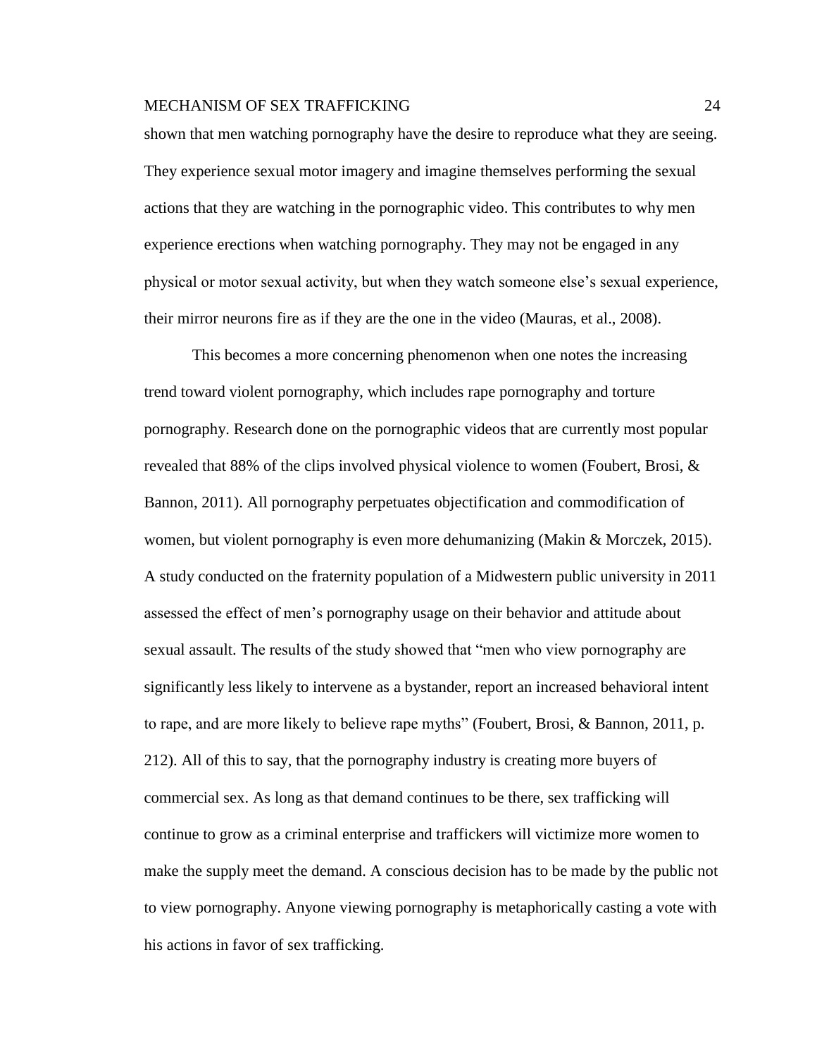shown that men watching pornography have the desire to reproduce what they are seeing. They experience sexual motor imagery and imagine themselves performing the sexual actions that they are watching in the pornographic video. This contributes to why men experience erections when watching pornography. They may not be engaged in any physical or motor sexual activity, but when they watch someone else's sexual experience, their mirror neurons fire as if they are the one in the video (Mauras, et al., 2008).

This becomes a more concerning phenomenon when one notes the increasing trend toward violent pornography, which includes rape pornography and torture pornography. Research done on the pornographic videos that are currently most popular revealed that 88% of the clips involved physical violence to women (Foubert, Brosi, & Bannon, 2011). All pornography perpetuates objectification and commodification of women, but violent pornography is even more dehumanizing (Makin & Morczek, 2015). A study conducted on the fraternity population of a Midwestern public university in 2011 assessed the effect of men's pornography usage on their behavior and attitude about sexual assault. The results of the study showed that "men who view pornography are significantly less likely to intervene as a bystander, report an increased behavioral intent to rape, and are more likely to believe rape myths" (Foubert, Brosi, & Bannon, 2011, p. 212). All of this to say, that the pornography industry is creating more buyers of commercial sex. As long as that demand continues to be there, sex trafficking will continue to grow as a criminal enterprise and traffickers will victimize more women to make the supply meet the demand. A conscious decision has to be made by the public not to view pornography. Anyone viewing pornography is metaphorically casting a vote with his actions in favor of sex trafficking.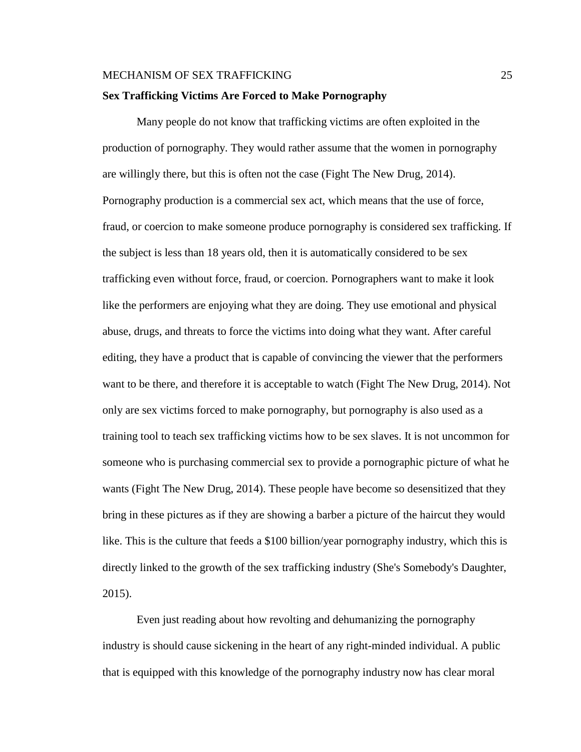**Sex Trafficking Victims Are Forced to Make Pornography**

Many people do not know that trafficking victims are often exploited in the production of pornography. They would rather assume that the women in pornography are willingly there, but this is often not the case (Fight The New Drug, 2014). Pornography production is a commercial sex act, which means that the use of force, fraud, or coercion to make someone produce pornography is considered sex trafficking. If the subject is less than 18 years old, then it is automatically considered to be sex trafficking even without force, fraud, or coercion. Pornographers want to make it look like the performers are enjoying what they are doing. They use emotional and physical abuse, drugs, and threats to force the victims into doing what they want. After careful editing, they have a product that is capable of convincing the viewer that the performers want to be there, and therefore it is acceptable to watch (Fight The New Drug, 2014). Not only are sex victims forced to make pornography, but pornography is also used as a training tool to teach sex trafficking victims how to be sex slaves. It is not uncommon for someone who is purchasing commercial sex to provide a pornographic picture of what he wants (Fight The New Drug, 2014). These people have become so desensitized that they bring in these pictures as if they are showing a barber a picture of the haircut they would like. This is the culture that feeds a $100 billion/year pornography industry, which this is directly linked to the growth of the sex trafficking industry (She's Somebody's Daughter, 2015).

Even just reading about how revolting and dehumanizing the pornography industry is should cause sickening in the heart of any right-minded individual. A public that is equipped with this knowledge of the pornography industry now has clear moral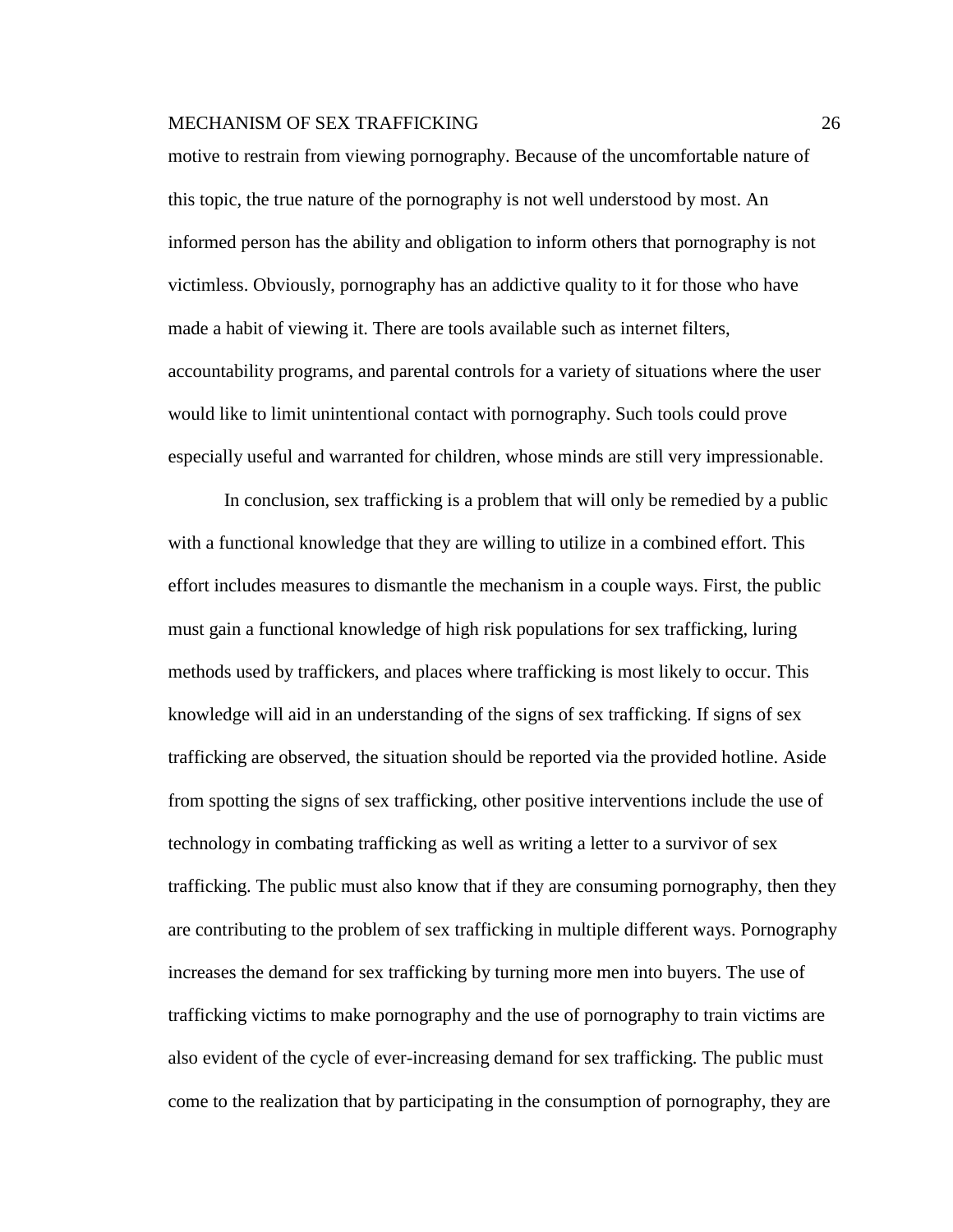motive to restrain from viewing pornography. Because of the uncomfortable nature of this topic, the true nature of the pornography is not well understood by most. An informed person has the ability and obligation to inform others that pornography is not victimless. Obviously, pornography has an addictive quality to it for those who have made a habit of viewing it. There are tools available such as internet filters, accountability programs, and parental controls for a variety of situations where the user would like to limit unintentional contact with pornography. Such tools could prove especially useful and warranted for children, whose minds are still very impressionable.

In conclusion, sex trafficking is a problem that will only be remedied by a public with a functional knowledge that they are willing to utilize in a combined effort. This effort includes measures to dismantle the mechanism in a couple ways. First, the public must gain a functional knowledge of high risk populations for sex trafficking, luring methods used by traffickers, and places where trafficking is most likely to occur. This knowledge will aid in an understanding of the signs of sex trafficking. If signs of sex trafficking are observed, the situation should be reported via the provided hotline. Aside from spotting the signs of sex trafficking, other positive interventions include the use of technology in combating trafficking as well as writing a letter to a survivor of sex trafficking. The public must also know that if they are consuming pornography, then they are contributing to the problem of sex trafficking in multiple different ways. Pornography increases the demand for sex trafficking by turning more men into buyers. The use of trafficking victims to make pornography and the use of pornography to train victims are also evident of the cycle of ever-increasing demand for sex trafficking. The public must come to the realization that by participating in the consumption of pornography, they are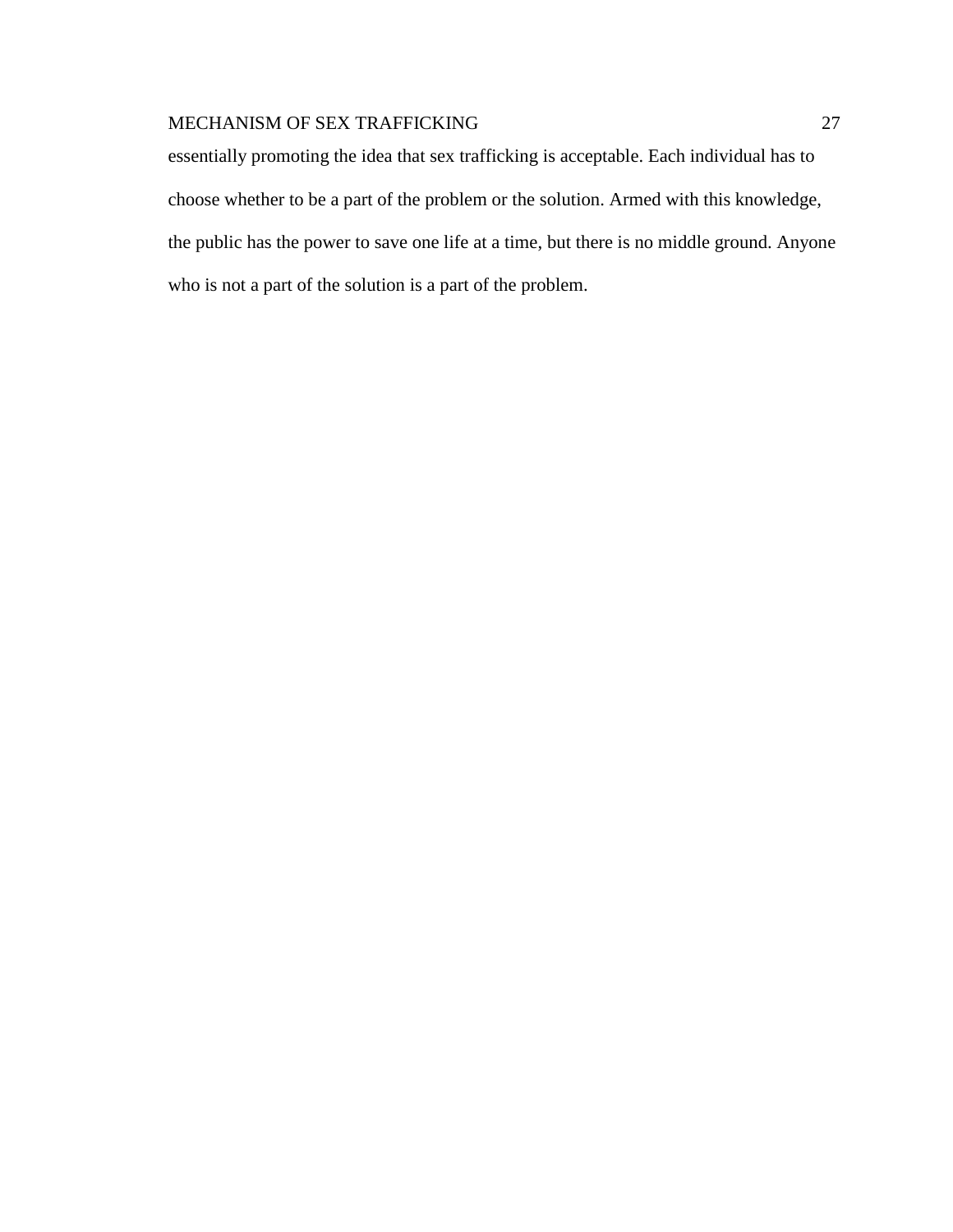essentially promoting the idea that sex trafficking is acceptable. Each individual has to choose whether to be a part of the problem or the solution. Armed with this knowledge, the public has the power to save one life at a time, but there is no middle ground. Anyone who is not a part of the solution is a part of the problem.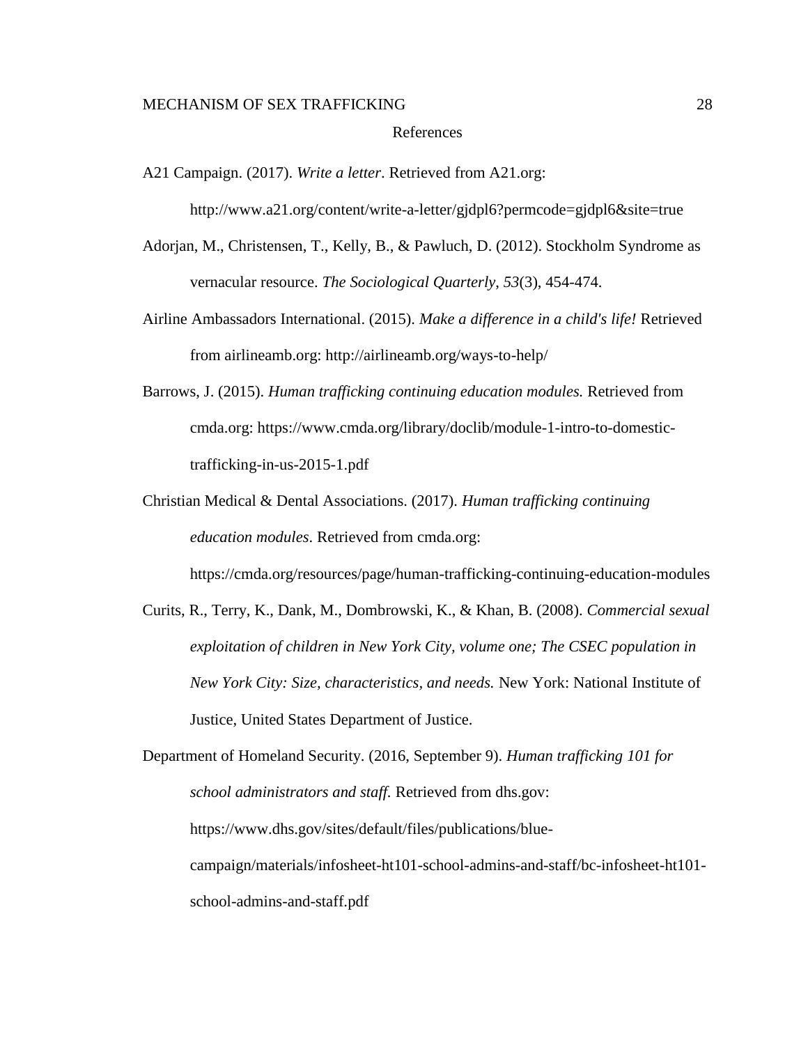# References

A21 Campaign. (2017). *Write a letter*. Retrieved from A21.org: http://www.a21.org/content/write-a-letter/gjdpl6?permcode=gjdpl6&site=true

Adorjan, M., Christensen, T., Kelly, B., & Pawluch, D. (2012). Stockholm Syndrome as vernacular resource. *The Sociological Quarterly*, *53*(3), 454-474.

Airline Ambassadors International. (2015). *Make a difference in a child's life!* Retrieved from airlineamb.org: http://airlineamb.org/ways-to-help/

Barrows, J. (2015). *Human trafficking continuing education modules.* Retrieved from cmda.org: https://www.cmda.org/library/doclib/module-1-intro-to-domestic-trafficking-in-us-2015-1.pdf

Christian Medical & Dental Associations. (2017). *Human trafficking continuing education modules*. Retrieved from cmda.org: https://cmda.org/resources/page/human-trafficking-continuing-education-modules

Curits, R., Terry, K., Dank, M., Dombrowski, K., & Khan, B. (2008). *Commercial sexual exploitation of children in New York City, volume one; The CSEC population in New York City: Size, characteristics, and needs.* New York: National Institute of Justice, United States Department of Justice.

Department of Homeland Security. (2016, September 9). *Human trafficking 101 for school administrators and staff.* Retrieved from dhs.gov: https://www.dhs.gov/sites/default/files/publications/blue-campaign/materials/infosheet-ht101-school-admins-and-staff/bc-infosheet-ht101-school-admins-and-staff.pdf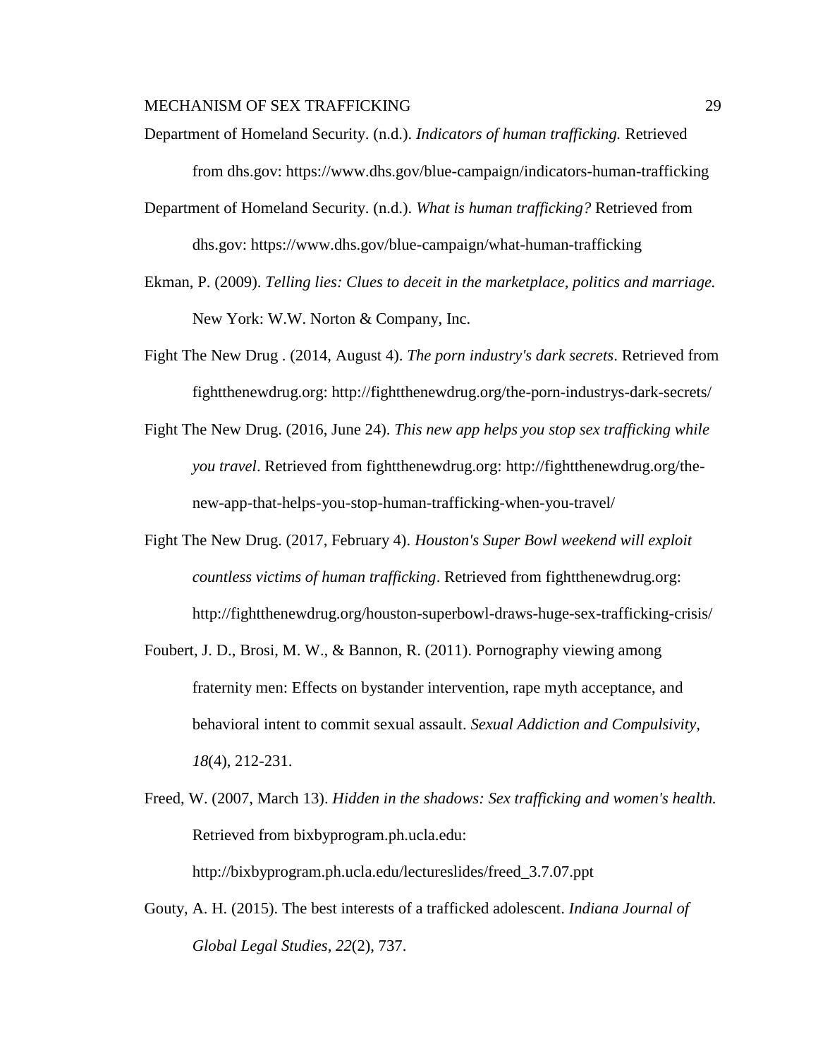Department of Homeland Security. (n.d.). *Indicators of human trafficking.* Retrieved from dhs.gov: https://www.dhs.gov/blue-campaign/indicators-human-trafficking

Department of Homeland Security. (n.d.). *What is human trafficking?* Retrieved from dhs.gov: https://www.dhs.gov/blue-campaign/what-human-trafficking

Ekman, P. (2009). *Telling lies: Clues to deceit in the marketplace, politics and marriage.* New York: W.W. Norton & Company, Inc.

Fight The New Drug . (2014, August 4). *The porn industry's dark secrets*. Retrieved from fightthenewdrug.org: http://fightthenewdrug.org/the-porn-industrys-dark-secrets/

Fight The New Drug. (2016, June 24). *This new app helps you stop sex trafficking while you travel*. Retrieved from fightthenewdrug.org: http://fightthenewdrug.org/the-new-app-that-helps-you-stop-human-trafficking-when-you-travel/

Fight The New Drug. (2017, February 4). *Houston's Super Bowl weekend will exploit countless victims of human trafficking*. Retrieved from fightthenewdrug.org: http://fightthenewdrug.org/houston-superbowl-draws-huge-sex-trafficking-crisis/

Foubert, J. D., Brosi, M. W., & Bannon, R. (2011). Pornography viewing among fraternity men: Effects on bystander intervention, rape myth acceptance, and behavioral intent to commit sexual assault. *Sexual Addiction and Compulsivity*, *18*(4), 212-231.

Freed, W. (2007, March 13). *Hidden in the shadows: Sex trafficking and women's health.* Retrieved from bixbyprogram.ph.ucla.edu: http://bixbyprogram.ph.ucla.edu/lectureslides/freed_3.7.07.ppt

Gouty, A. H. (2015). The best interests of a trafficked adolescent. *Indiana Journal of Global Legal Studies*, *22*(2), 737.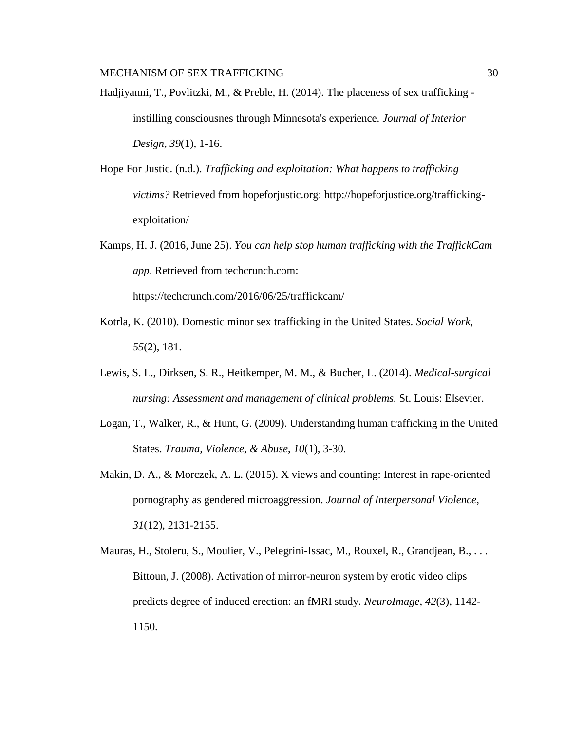Hadjiyanni, T., Povlitzki, M., & Preble, H. (2014). The placeness of sex trafficking - instilling consciousnes through Minnesota's experience. *Journal of Interior Design*, *39*(1), 1-16.

Hope For Justic. (n.d.). *Trafficking and exploitation: What happens to trafficking victims?* Retrieved from hopeforjustic.org: http://hopeforjustice.org/trafficking-exploitation/

Kamps, H. J. (2016, June 25). *You can help stop human trafficking with the TraffickCam app*. Retrieved from techcrunch.com: https://techcrunch.com/2016/06/25/traffickcam/

Kotrla, K. (2010). Domestic minor sex trafficking in the United States. *Social Work*, *55*(2), 181.

Lewis, S. L., Dirksen, S. R., Heitkemper, M. M., & Bucher, L. (2014). *Medical-surgical nursing: Assessment and management of clinical problems.* St. Louis: Elsevier.

Logan, T., Walker, R., & Hunt, G. (2009). Understanding human trafficking in the United States. *Trauma, Violence, & Abuse*, *10*(1), 3-30.

Makin, D. A., & Morczek, A. L. (2015). X views and counting: Interest in rape-oriented pornography as gendered microaggression. *Journal of Interpersonal Violence*, *31*(12), 2131-2155.

Mauras, H., Stoleru, S., Moulier, V., Pelegrini-Issac, M., Rouxel, R., Grandjean, B., . . . Bittoun, J. (2008). Activation of mirror-neuron system by erotic video clips predicts degree of induced erection: an fMRI study. *NeuroImage*, *42*(3), 1142-1150.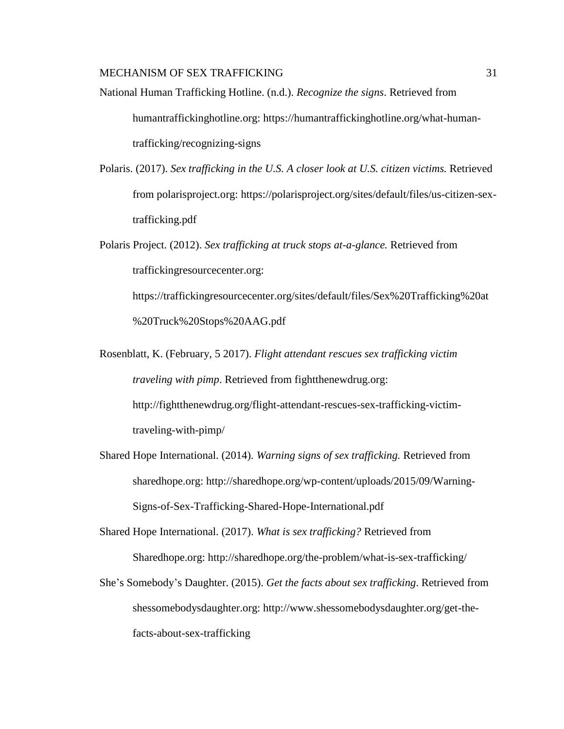National Human Trafficking Hotline. (n.d.). *Recognize the signs*. Retrieved from humantraffickinghotline.org: https://humantraffickinghotline.org/what-human-trafficking/recognizing-signs

Polaris. (2017). *Sex trafficking in the U.S. A closer look at U.S. citizen victims.* Retrieved from polarisproject.org: https://polarisproject.org/sites/default/files/us-citizen-sex-trafficking.pdf

Polaris Project. (2012). *Sex trafficking at truck stops at-a-glance.* Retrieved from traffickingresourcecenter.org: https://traffickingresourcecenter.org/sites/default/files/Sex%20Trafficking%20at%20Truck%20Stops%20AAG.pdf

Rosenblatt, K. (February, 5 2017). *Flight attendant rescues sex trafficking victim traveling with pimp*. Retrieved from fightthenewdrug.org: http://fightthenewdrug.org/flight-attendant-rescues-sex-trafficking-victim-traveling-with-pimp/

Shared Hope International. (2014). *Warning signs of sex trafficking.* Retrieved from sharedhope.org: http://sharedhope.org/wp-content/uploads/2015/09/Warning-Signs-of-Sex-Trafficking-Shared-Hope-International.pdf

Shared Hope International. (2017). *What is sex trafficking?* Retrieved from Sharedhope.org: http://sharedhope.org/the-problem/what-is-sex-trafficking/

She's Somebody's Daughter. (2015). *Get the facts about sex trafficking*. Retrieved from shessomebodysdaughter.org: http://www.shessomebodysdaughter.org/get-the-facts-about-sex-trafficking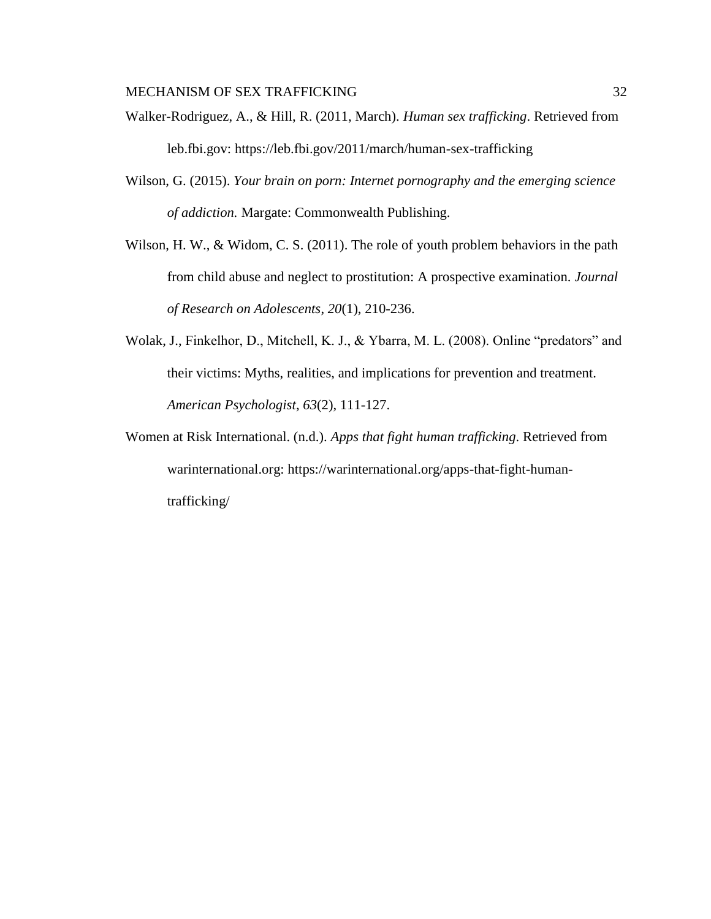Walker-Rodriguez, A., & Hill, R. (2011, March). *Human sex trafficking*. Retrieved from leb.fbi.gov: https://leb.fbi.gov/2011/march/human-sex-trafficking

Wilson, G. (2015). *Your brain on porn: Internet pornography and the emerging science of addiction.* Margate: Commonwealth Publishing.

Wilson, H. W., & Widom, C. S. (2011). The role of youth problem behaviors in the path from child abuse and neglect to prostitution: A prospective examination. *Journal of Research on Adolescents*, *20*(1), 210-236.

Wolak, J., Finkelhor, D., Mitchell, K. J., & Ybarra, M. L. (2008). Online "predators" and their victims: Myths, realities, and implications for prevention and treatment. *American Psychologist*, *63*(2), 111-127.

Women at Risk International. (n.d.). *Apps that fight human trafficking*. Retrieved from warinternational.org: https://warinternational.org/apps-that-fight-human-trafficking/